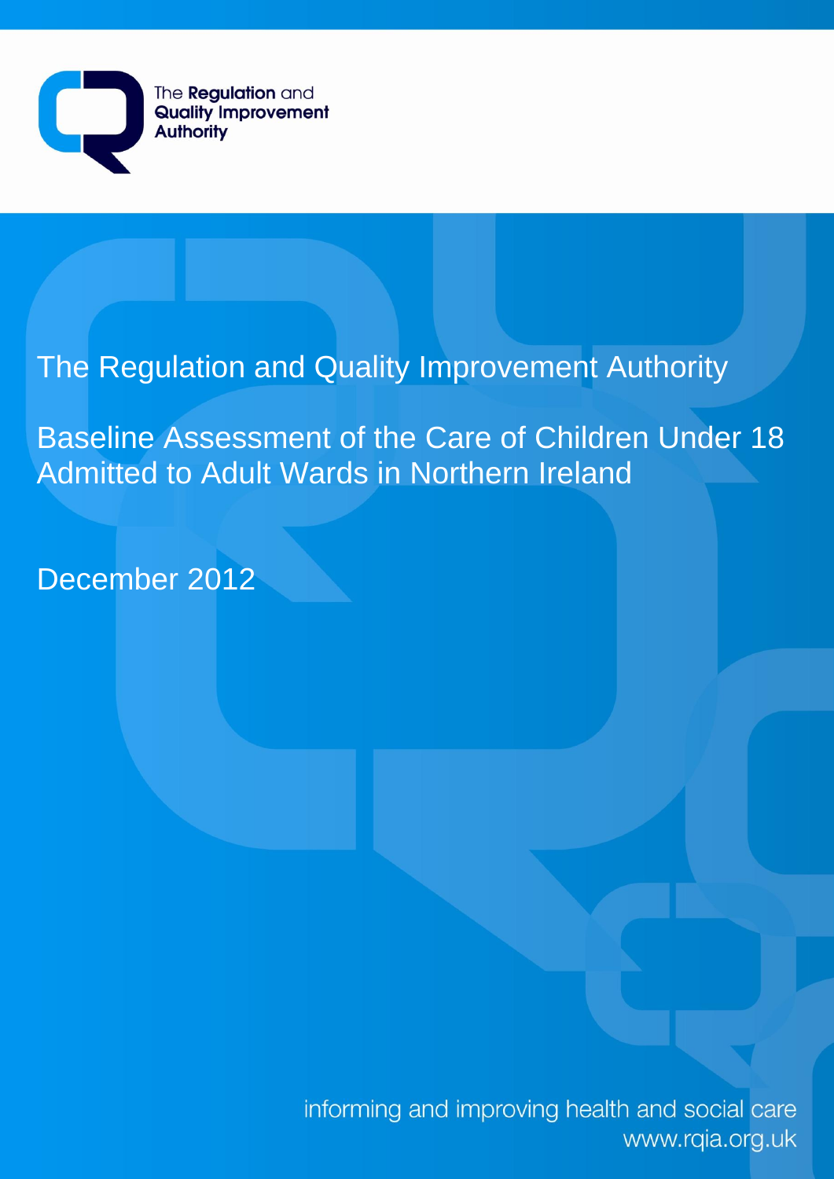The Regulation and Quality Improvement Authority

# The Regulation and Quality Improvement Authority

## Baseline Assessment of the Care of Children Under 18 Admitted to Adult Wards in Northern Ireland

December 2012

informing and improving health and social care
www.rqia.org.uk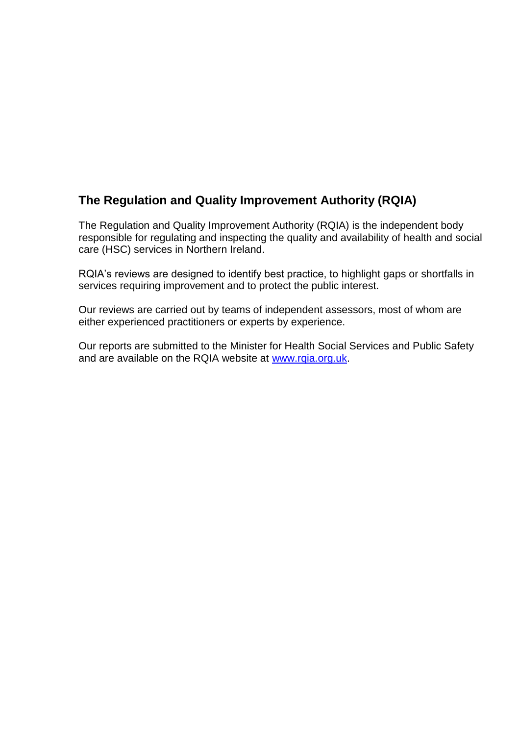## The Regulation and Quality Improvement Authority (RQIA)

The Regulation and Quality Improvement Authority (RQIA) is the independent body responsible for regulating and inspecting the quality and availability of health and social care (HSC) services in Northern Ireland.

RQIA's reviews are designed to identify best practice, to highlight gaps or shortfalls in services requiring improvement and to protect the public interest.

Our reviews are carried out by teams of independent assessors, most of whom are either experienced practitioners or experts by experience.

Our reports are submitted to the Minister for Health Social Services and Public Safety and are available on the RQIA website at [www.rqia.org.uk](http://www.rqia.org.uk).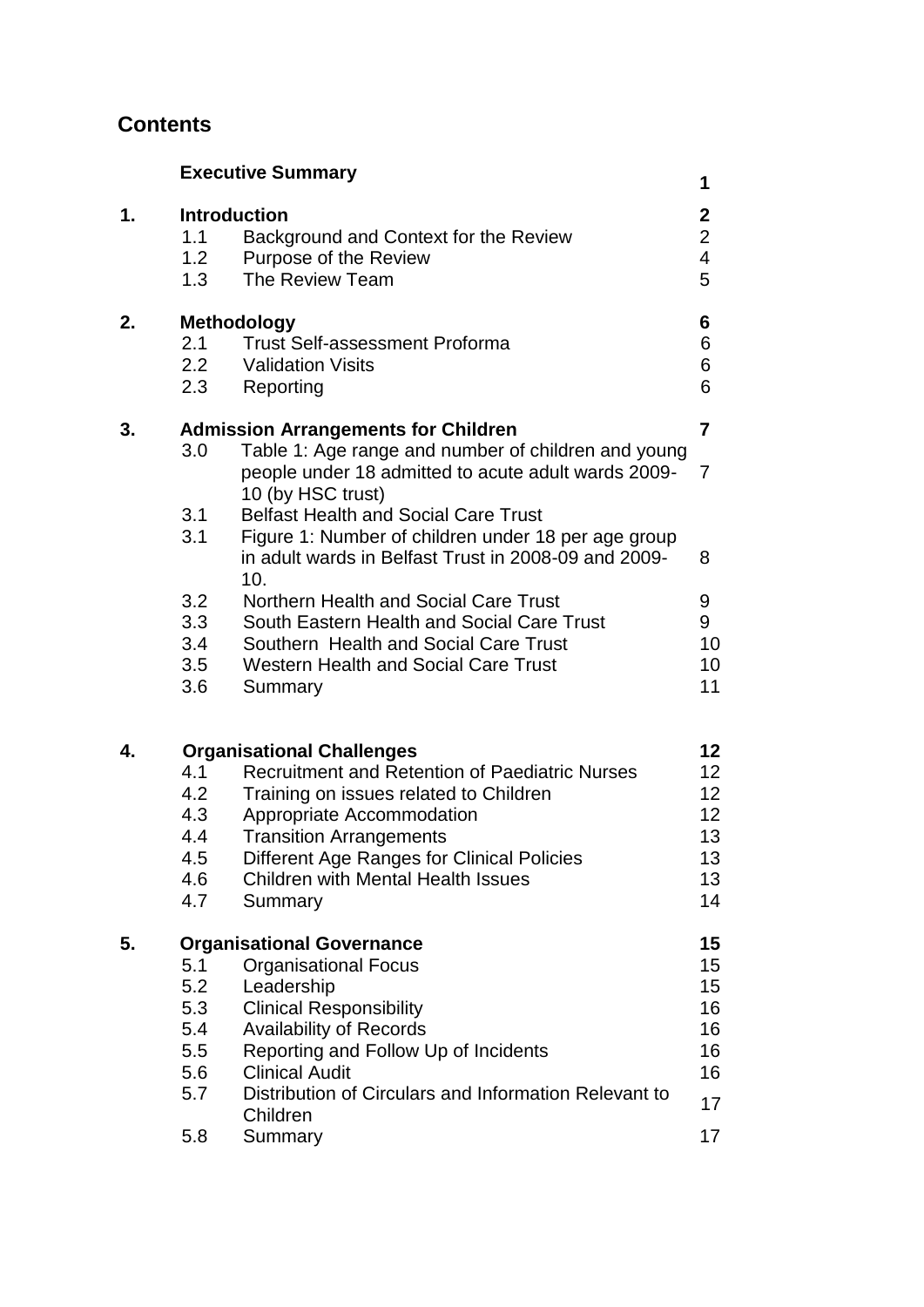## Contents

| | | | |
|---|---|---|---|
| | **Executive Summary** | | **1** |
| **1.** | **Introduction** | | **2** |
| | 1.1 | Background and Context for the Review | 2 |
| | 1.2 | Purpose of the Review | 4 |
| | 1.3 | The Review Team | 5 |
| **2.** | **Methodology** | | **6** |
| | 2.1 | Trust Self-assessment Proforma | 6 |
| | 2.2 | Validation Visits | 6 |
| | 2.3 | Reporting | 6 |
| **3.** | **Admission Arrangements for Children** | | **7** |
| | 3.0 | Table 1: Age range and number of children and young people under 18 admitted to acute adult wards 2009-10 (by HSC trust) | 7 |
| | 3.1 | Belfast Health and Social Care Trust | |
| | 3.1 | Figure 1: Number of children under 18 per age group in adult wards in Belfast Trust in 2008-09 and 2009-10. | 8 |
| | 3.2 | Northern Health and Social Care Trust | 9 |
| | 3.3 | South Eastern Health and Social Care Trust | 9 |
| | 3.4 | Southern Health and Social Care Trust | 10 |
| | 3.5 | Western Health and Social Care Trust | 10 |
| | 3.6 | Summary | 11 |
| **4.** | **Organisational Challenges** | | **12** |
| | 4.1 | Recruitment and Retention of Paediatric Nurses | 12 |
| | 4.2 | Training on issues related to Children | 12 |
| | 4.3 | Appropriate Accommodation | 12 |
| | 4.4 | Transition Arrangements | 13 |
| | 4.5 | Different Age Ranges for Clinical Policies | 13 |
| | 4.6 | Children with Mental Health Issues | 13 |
| | 4.7 | Summary | 14 |
| **5.** | **Organisational Governance** | | **15** |
| | 5.1 | Organisational Focus | 15 |
| | 5.2 | Leadership | 15 |
| | 5.3 | Clinical Responsibility | 16 |
| | 5.4 | Availability of Records | 16 |
| | 5.5 | Reporting and Follow Up of Incidents | 16 |
| | 5.6 | Clinical Audit | 16 |
| | 5.7 | Distribution of Circulars and Information Relevant to Children | 17 |
| | 5.8 | Summary | 17 |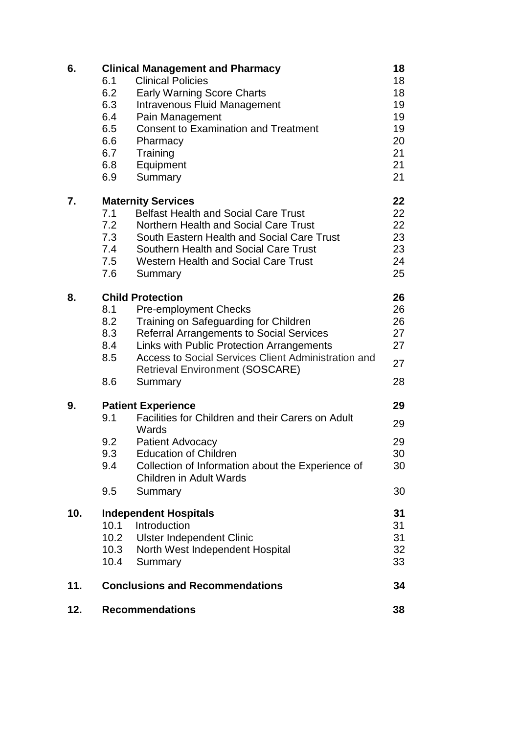| | | | |
|---|---|---|---|
| **6.** | **Clinical Management and Pharmacy** | | **18** |
| | 6.1 | Clinical Policies | 18 |
| | 6.2 | Early Warning Score Charts | 18 |
| | 6.3 | Intravenous Fluid Management | 19 |
| | 6.4 | Pain Management | 19 |
| | 6.5 | Consent to Examination and Treatment | 19 |
| | 6.6 | Pharmacy | 20 |
| | 6.7 | Training | 21 |
| | 6.8 | Equipment | 21 |
| | 6.9 | Summary | 21 |
| **7.** | **Maternity Services** | | **22** |
| | 7.1 | Belfast Health and Social Care Trust | 22 |
| | 7.2 | Northern Health and Social Care Trust | 22 |
| | 7.3 | South Eastern Health and Social Care Trust | 23 |
| | 7.4 | Southern Health and Social Care Trust | 23 |
| | 7.5 | Western Health and Social Care Trust | 24 |
| | 7.6 | Summary | 25 |
| **8.** | **Child Protection** | | **26** |
| | 8.1 | Pre-employment Checks | 26 |
| | 8.2 | Training on Safeguarding for Children | 26 |
| | 8.3 | Referral Arrangements to Social Services | 27 |
| | 8.4 | Links with Public Protection Arrangements | 27 |
| | 8.5 | Access to Social Services Client Administration and Retrieval Environment (SOSCARE) | 27 |
| | 8.6 | Summary | 28 |
| **9.** | **Patient Experience** | | **29** |
| | 9.1 | Facilities for Children and their Carers on Adult Wards | 29 |
| | 9.2 | Patient Advocacy | 29 |
| | 9.3 | Education of Children | 30 |
| | 9.4 | Collection of Information about the Experience of Children in Adult Wards | 30 |
| | 9.5 | Summary | 30 |
| **10.** | **Independent Hospitals** | | **31** |
| | 10.1 | Introduction | 31 |
| | 10.2 | Ulster Independent Clinic | 31 |
| | 10.3 | North West Independent Hospital | 32 |
| | 10.4 | Summary | 33 |
| **11.** | **Conclusions and Recommendations** | | **34** |
| **12.** | **Recommendations** | | **38** |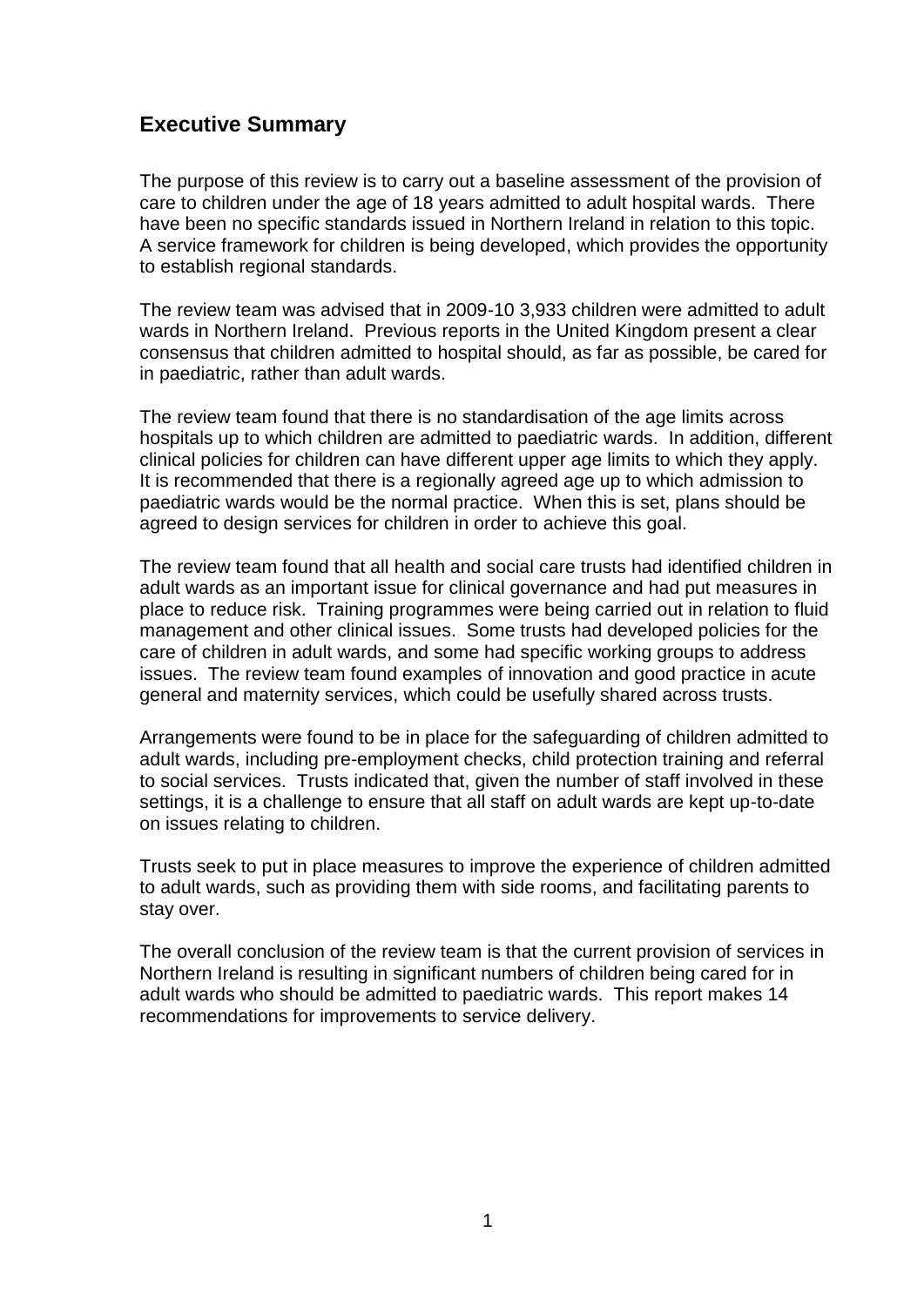## Executive Summary

The purpose of this review is to carry out a baseline assessment of the provision of care to children under the age of 18 years admitted to adult hospital wards. There have been no specific standards issued in Northern Ireland in relation to this topic. A service framework for children is being developed, which provides the opportunity to establish regional standards.

The review team was advised that in 2009-10 3,933 children were admitted to adult wards in Northern Ireland. Previous reports in the United Kingdom present a clear consensus that children admitted to hospital should, as far as possible, be cared for in paediatric, rather than adult wards.

The review team found that there is no standardisation of the age limits across hospitals up to which children are admitted to paediatric wards. In addition, different clinical policies for children can have different upper age limits to which they apply. It is recommended that there is a regionally agreed age up to which admission to paediatric wards would be the normal practice. When this is set, plans should be agreed to design services for children in order to achieve this goal.

The review team found that all health and social care trusts had identified children in adult wards as an important issue for clinical governance and had put measures in place to reduce risk. Training programmes were being carried out in relation to fluid management and other clinical issues. Some trusts had developed policies for the care of children in adult wards, and some had specific working groups to address issues. The review team found examples of innovation and good practice in acute general and maternity services, which could be usefully shared across trusts.

Arrangements were found to be in place for the safeguarding of children admitted to adult wards, including pre-employment checks, child protection training and referral to social services. Trusts indicated that, given the number of staff involved in these settings, it is a challenge to ensure that all staff on adult wards are kept up-to-date on issues relating to children.

Trusts seek to put in place measures to improve the experience of children admitted to adult wards, such as providing them with side rooms, and facilitating parents to stay over.

The overall conclusion of the review team is that the current provision of services in Northern Ireland is resulting in significant numbers of children being cared for in adult wards who should be admitted to paediatric wards. This report makes 14 recommendations for improvements to service delivery.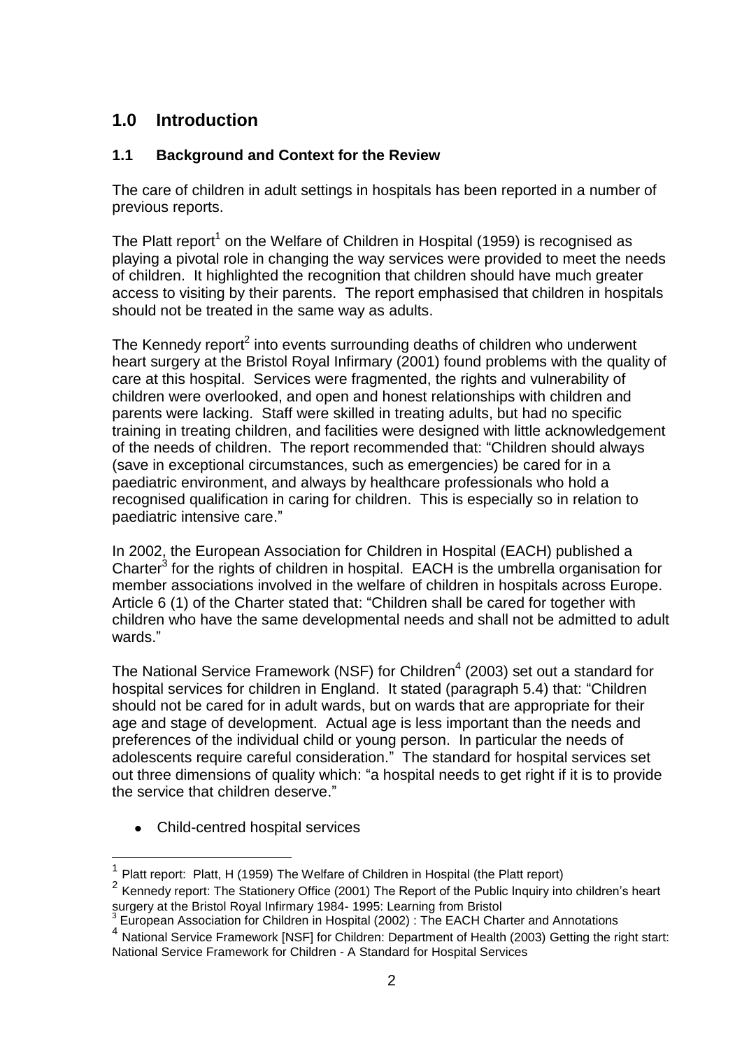# 1.0 Introduction

## 1.1 Background and Context for the Review

The care of children in adult settings in hospitals has been reported in a number of previous reports.

The Platt report[1] on the Welfare of Children in Hospital (1959) is recognised as playing a pivotal role in changing the way services were provided to meet the needs of children. It highlighted the recognition that children should have much greater access to visiting by their parents. The report emphasised that children in hospitals should not be treated in the same way as adults.

The Kennedy report[2] into events surrounding deaths of children who underwent heart surgery at the Bristol Royal Infirmary (2001) found problems with the quality of care at this hospital. Services were fragmented, the rights and vulnerability of children were overlooked, and open and honest relationships with children and parents were lacking. Staff were skilled in treating adults, but had no specific training in treating children, and facilities were designed with little acknowledgement of the needs of children. The report recommended that: "Children should always (save in exceptional circumstances, such as emergencies) be cared for in a paediatric environment, and always by healthcare professionals who hold a recognised qualification in caring for children. This is especially so in relation to paediatric intensive care."

In 2002, the European Association for Children in Hospital (EACH) published a Charter[3] for the rights of children in hospital. EACH is the umbrella organisation for member associations involved in the welfare of children in hospitals across Europe. Article 6 (1) of the Charter stated that: "Children shall be cared for together with children who have the same developmental needs and shall not be admitted to adult wards."

The National Service Framework (NSF) for Children[4] (2003) set out a standard for hospital services for children in England. It stated (paragraph 5.4) that: "Children should not be cared for in adult wards, but on wards that are appropriate for their age and stage of development. Actual age is less important than the needs and preferences of the individual child or young person. In particular the needs of adolescents require careful consideration." The standard for hospital services set out three dimensions of quality which: "a hospital needs to get right if it is to provide the service that children deserve."

- Child-centred hospital services

---

[1] Platt report: Platt, H (1959) The Welfare of Children in Hospital (the Platt report)

[2] Kennedy report: The Stationery Office (2001) The Report of the Public Inquiry into children's heart surgery at the Bristol Royal Infirmary 1984- 1995: Learning from Bristol

[3] European Association for Children in Hospital (2002) : The EACH Charter and Annotations

[4] National Service Framework [NSF] for Children: Department of Health (2003) Getting the right start: National Service Framework for Children - A Standard for Hospital Services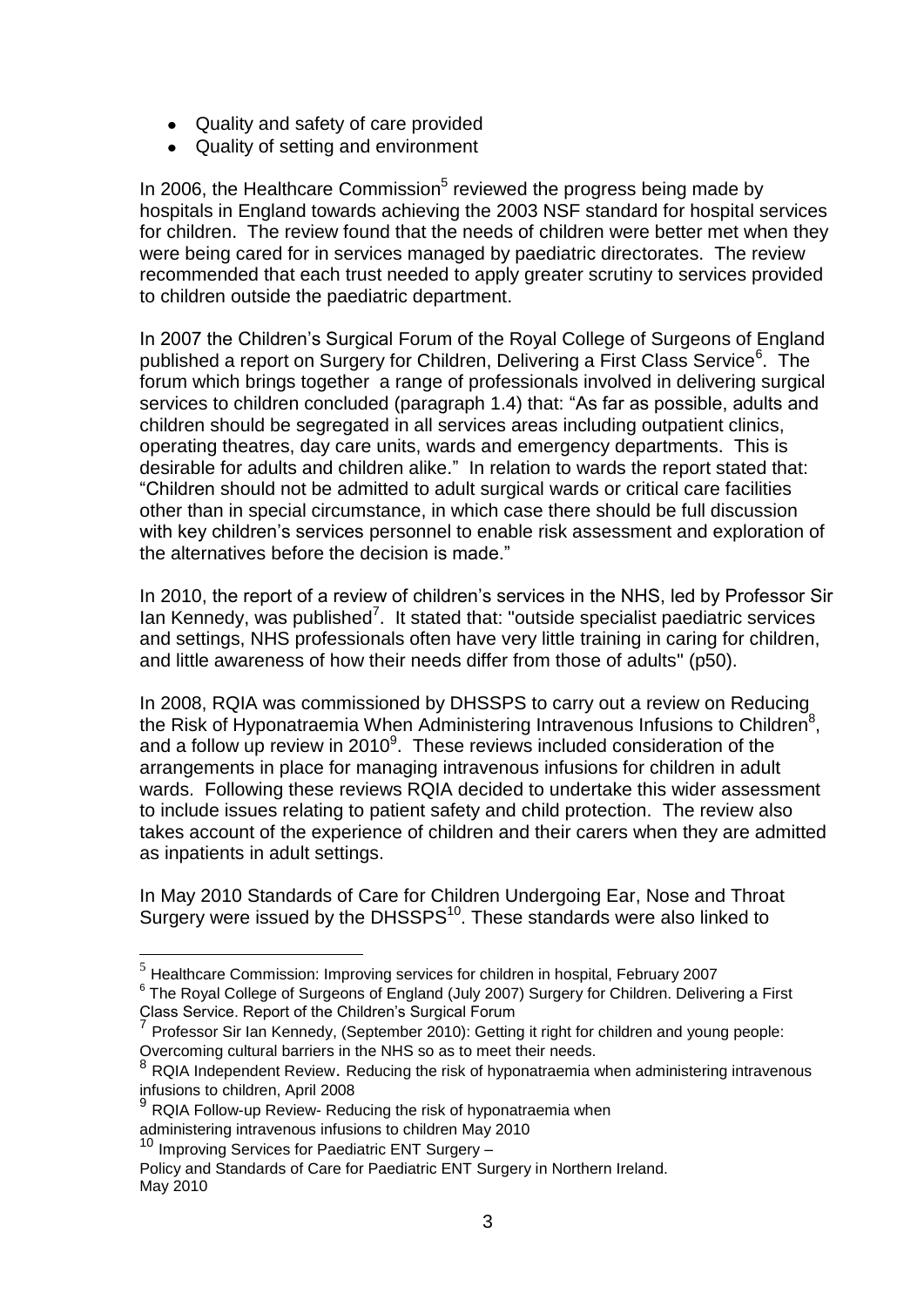- Quality and safety of care provided
- Quality of setting and environment

In 2006, the Healthcare Commission[5] reviewed the progress being made by hospitals in England towards achieving the 2003 NSF standard for hospital services for children. The review found that the needs of children were better met when they were being cared for in services managed by paediatric directorates. The review recommended that each trust needed to apply greater scrutiny to services provided to children outside the paediatric department.

In 2007 the Children's Surgical Forum of the Royal College of Surgeons of England published a report on Surgery for Children, Delivering a First Class Service[6]. The forum which brings together a range of professionals involved in delivering surgical services to children concluded (paragraph 1.4) that: "As far as possible, adults and children should be segregated in all services areas including outpatient clinics, operating theatres, day care units, wards and emergency departments. This is desirable for adults and children alike." In relation to wards the report stated that: "Children should not be admitted to adult surgical wards or critical care facilities other than in special circumstance, in which case there should be full discussion with key children's services personnel to enable risk assessment and exploration of the alternatives before the decision is made."

In 2010, the report of a review of children's services in the NHS, led by Professor Sir Ian Kennedy, was published[7]. It stated that: "outside specialist paediatric services and settings, NHS professionals often have very little training in caring for children, and little awareness of how their needs differ from those of adults" (p50).

In 2008, RQIA was commissioned by DHSSPS to carry out a review on Reducing the Risk of Hyponatraemia When Administering Intravenous Infusions to Children[8], and a follow up review in 2010[9]. These reviews included consideration of the arrangements in place for managing intravenous infusions for children in adult wards. Following these reviews RQIA decided to undertake this wider assessment to include issues relating to patient safety and child protection. The review also takes account of the experience of children and their carers when they are admitted as inpatients in adult settings.

In May 2010 Standards of Care for Children Undergoing Ear, Nose and Throat Surgery were issued by the DHSSPS[10]. These standards were also linked to

---

[5] Healthcare Commission: Improving services for children in hospital, February 2007

[6] The Royal College of Surgeons of England (July 2007) Surgery for Children. Delivering a First Class Service. Report of the Children's Surgical Forum

[7] Professor Sir Ian Kennedy, (September 2010): Getting it right for children and young people: Overcoming cultural barriers in the NHS so as to meet their needs.

[8] RQIA Independent Review. Reducing the risk of hyponatraemia when administering intravenous infusions to children, April 2008

[9] RQIA Follow-up Review- Reducing the risk of hyponatraemia when administering intravenous infusions to children May 2010

[10] Improving Services for Paediatric ENT Surgery – Policy and Standards of Care for Paediatric ENT Surgery in Northern Ireland. May 2010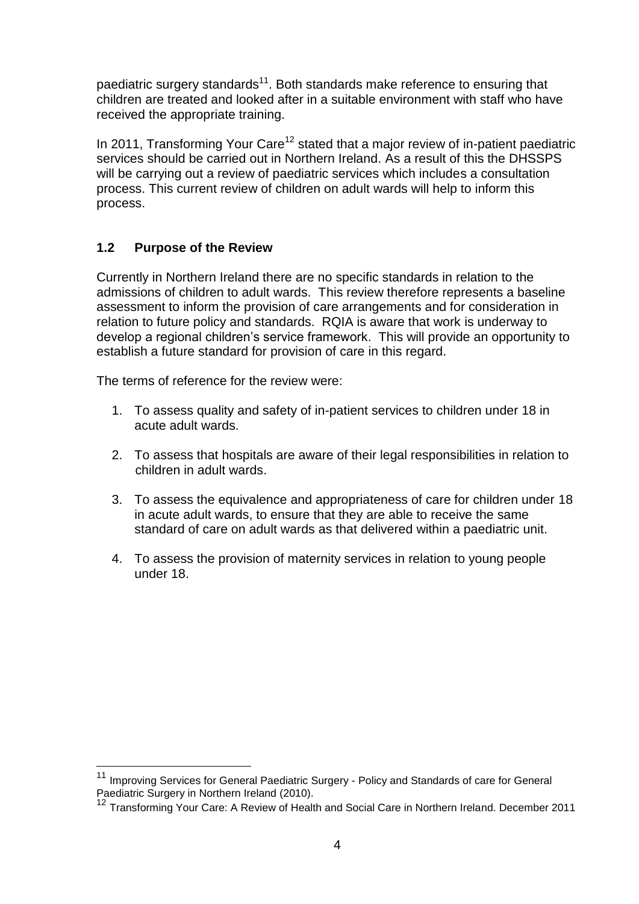paediatric surgery standards[11]. Both standards make reference to ensuring that children are treated and looked after in a suitable environment with staff who have received the appropriate training.

In 2011, Transforming Your Care[12] stated that a major review of in-patient paediatric services should be carried out in Northern Ireland. As a result of this the DHSSPS will be carrying out a review of paediatric services which includes a consultation process. This current review of children on adult wards will help to inform this process.

## 1.2 Purpose of the Review

Currently in Northern Ireland there are no specific standards in relation to the admissions of children to adult wards. This review therefore represents a baseline assessment to inform the provision of care arrangements and for consideration in relation to future policy and standards. RQIA is aware that work is underway to develop a regional children's service framework. This will provide an opportunity to establish a future standard for provision of care in this regard.

The terms of reference for the review were:

1. To assess quality and safety of in-patient services to children under 18 in acute adult wards.

2. To assess that hospitals are aware of their legal responsibilities in relation to children in adult wards.

3. To assess the equivalence and appropriateness of care for children under 18 in acute adult wards, to ensure that they are able to receive the same standard of care on adult wards as that delivered within a paediatric unit.

4. To assess the provision of maternity services in relation to young people under 18.

---

[11] Improving Services for General Paediatric Surgery - Policy and Standards of care for General Paediatric Surgery in Northern Ireland (2010).

[12] Transforming Your Care: A Review of Health and Social Care in Northern Ireland. December 2011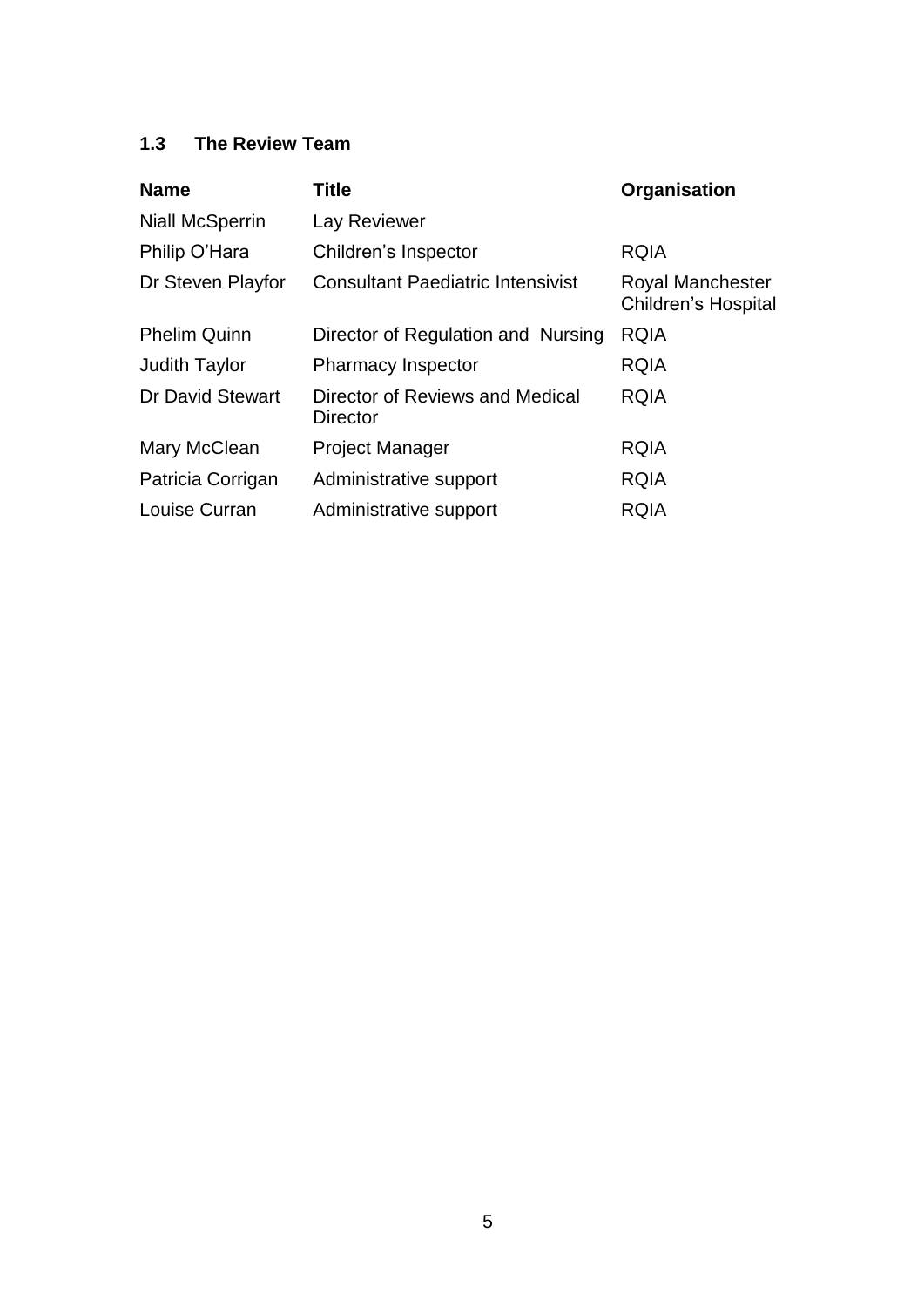### 1.3 The Review Team

| Name | Title | Organisation |
|---|---|---|
| Niall McSperrin | Lay Reviewer | |
| Philip O'Hara | Children's Inspector | RQIA |
| Dr Steven Playfor | Consultant Paediatric Intensivist | Royal Manchester Children's Hospital |
| Phelim Quinn | Director of Regulation and Nursing | RQIA |
| Judith Taylor | Pharmacy Inspector | RQIA |
| Dr David Stewart | Director of Reviews and Medical Director | RQIA |
| Mary McClean | Project Manager | RQIA |
| Patricia Corrigan | Administrative support | RQIA |
| Louise Curran | Administrative support | RQIA |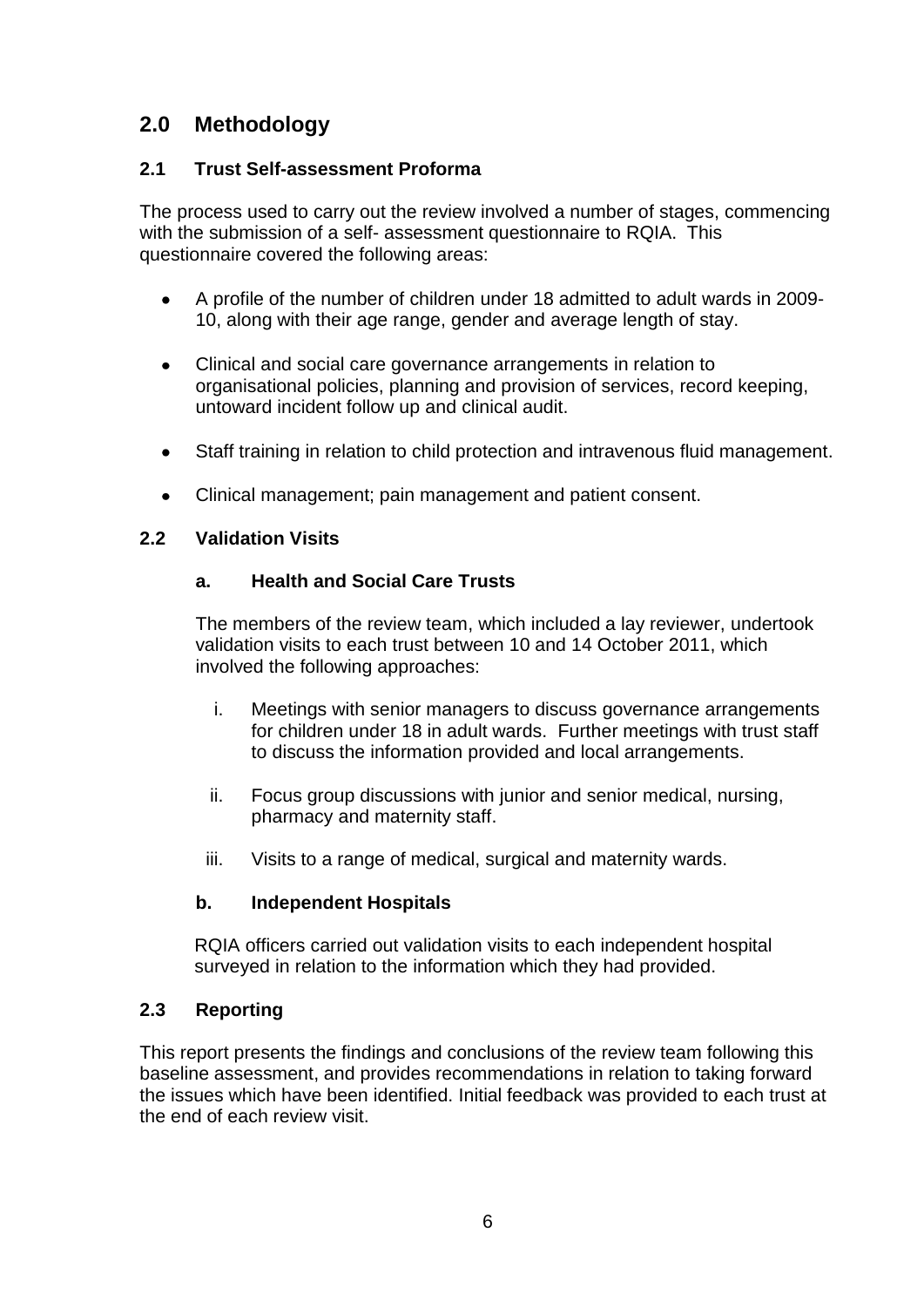## 2.0 Methodology

### 2.1 Trust Self-assessment Proforma

The process used to carry out the review involved a number of stages, commencing with the submission of a self- assessment questionnaire to RQIA. This questionnaire covered the following areas:

- A profile of the number of children under 18 admitted to adult wards in 2009-10, along with their age range, gender and average length of stay.
- Clinical and social care governance arrangements in relation to organisational policies, planning and provision of services, record keeping, untoward incident follow up and clinical audit.
- Staff training in relation to child protection and intravenous fluid management.
- Clinical management; pain management and patient consent.

### 2.2 Validation Visits

#### a. Health and Social Care Trusts

The members of the review team, which included a lay reviewer, undertook validation visits to each trust between 10 and 14 October 2011, which involved the following approaches:

i. Meetings with senior managers to discuss governance arrangements for children under 18 in adult wards. Further meetings with trust staff to discuss the information provided and local arrangements.

ii. Focus group discussions with junior and senior medical, nursing, pharmacy and maternity staff.

iii. Visits to a range of medical, surgical and maternity wards.

#### b. Independent Hospitals

RQIA officers carried out validation visits to each independent hospital surveyed in relation to the information which they had provided.

### 2.3 Reporting

This report presents the findings and conclusions of the review team following this baseline assessment, and provides recommendations in relation to taking forward the issues which have been identified. Initial feedback was provided to each trust at the end of each review visit.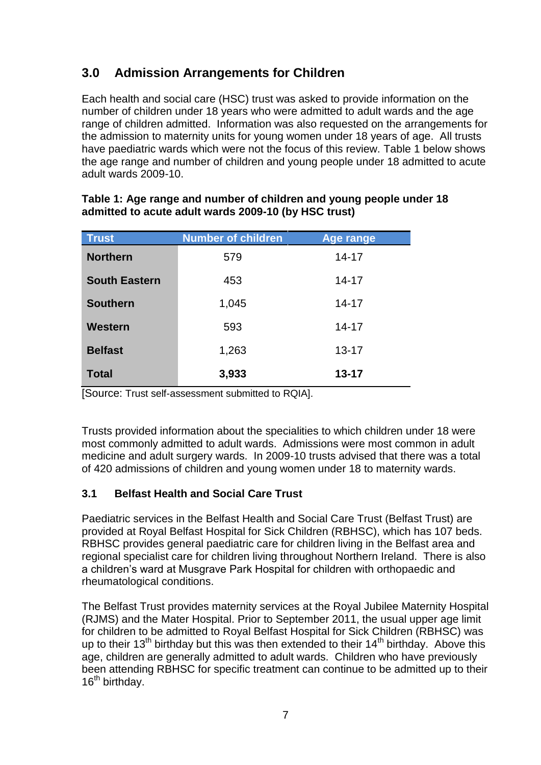## 3.0 Admission Arrangements for Children

Each health and social care (HSC) trust was asked to provide information on the number of children under 18 years who were admitted to adult wards and the age range of children admitted. Information was also requested on the arrangements for the admission to maternity units for young women under 18 years of age. All trusts have paediatric wards which were not the focus of this review. Table 1 below shows the age range and number of children and young people under 18 admitted to acute adult wards 2009-10.

**Table 1: Age range and number of children and young people under 18 admitted to acute adult wards 2009-10 (by HSC trust)**

| Trust | Number of children | Age range |
|---|---|---|
| **Northern** | 579 | 14-17 |
| **South Eastern** | 453 | 14-17 |
| **Southern** | 1,045 | 14-17 |
| **Western** | 593 | 14-17 |
| **Belfast** | 1,263 | 13-17 |
| **Total** | **3,933** | **13-17** |

[Source: Trust self-assessment submitted to RQIA].

Trusts provided information about the specialities to which children under 18 were most commonly admitted to adult wards. Admissions were most common in adult medicine and adult surgery wards. In 2009-10 trusts advised that there was a total of 420 admissions of children and young women under 18 to maternity wards.

### 3.1 Belfast Health and Social Care Trust

Paediatric services in the Belfast Health and Social Care Trust (Belfast Trust) are provided at Royal Belfast Hospital for Sick Children (RBHSC), which has 107 beds. RBHSC provides general paediatric care for children living in the Belfast area and regional specialist care for children living throughout Northern Ireland. There is also a children's ward at Musgrave Park Hospital for children with orthopaedic and rheumatological conditions.

The Belfast Trust provides maternity services at the Royal Jubilee Maternity Hospital (RJMS) and the Mater Hospital. Prior to September 2011, the usual upper age limit for children to be admitted to Royal Belfast Hospital for Sick Children (RBHSC) was up to their 13th birthday but this was then extended to their 14th birthday. Above this age, children are generally admitted to adult wards. Children who have previously been attending RBHSC for specific treatment can continue to be admitted up to their 16th birthday.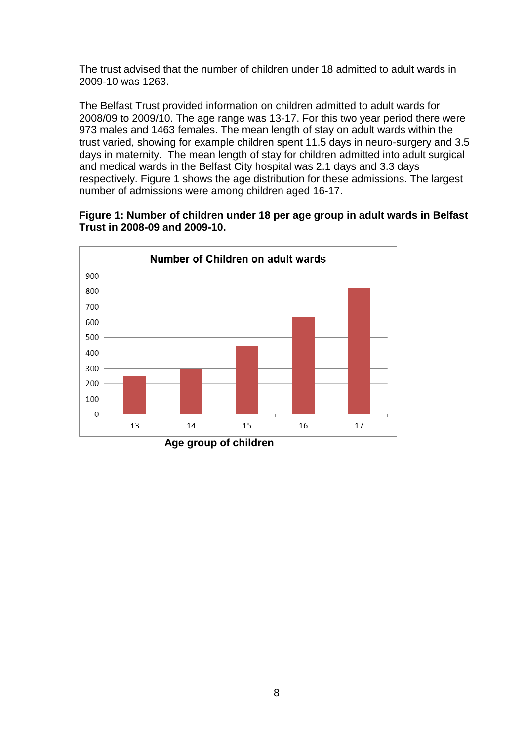The trust advised that the number of children under 18 admitted to adult wards in 2009-10 was 1263.

The Belfast Trust provided information on children admitted to adult wards for 2008/09 to 2009/10. The age range was 13-17. For this two year period there were 973 males and 1463 females. The mean length of stay on adult wards within the trust varied, showing for example children spent 11.5 days in neuro-surgery and 3.5 days in maternity.  The mean length of stay for children admitted into adult surgical and medical wards in the Belfast City hospital was 2.1 days and 3.3 days respectively. Figure 1 shows the age distribution for these admissions. The largest number of admissions were among children aged 16-17.

**Figure 1: Number of children under 18 per age group in adult wards in Belfast Trust in 2008-09 and 2009-10.**

**Number of Children on adult wards**

**Age group of children**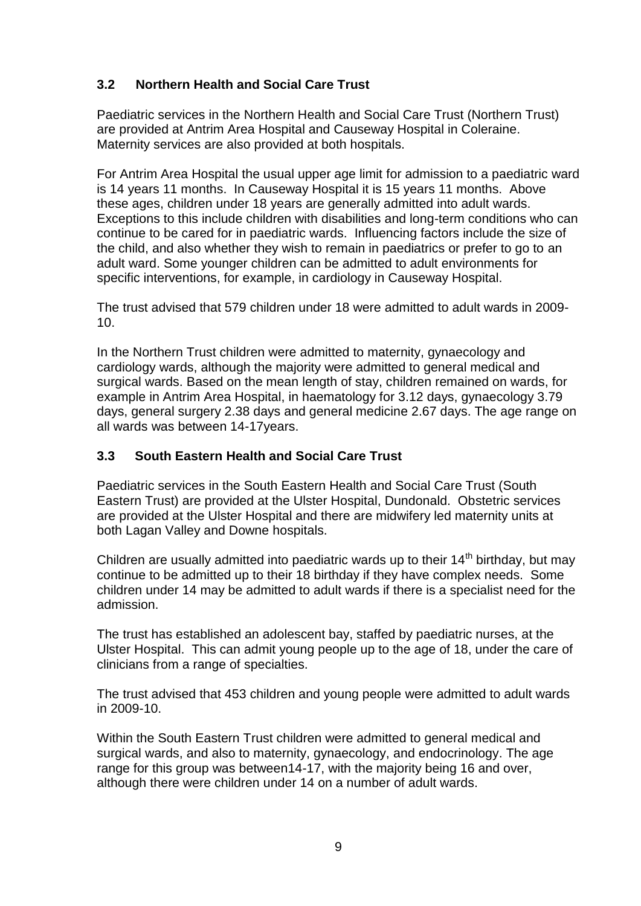### 3.2 Northern Health and Social Care Trust

Paediatric services in the Northern Health and Social Care Trust (Northern Trust) are provided at Antrim Area Hospital and Causeway Hospital in Coleraine. Maternity services are also provided at both hospitals.

For Antrim Area Hospital the usual upper age limit for admission to a paediatric ward is 14 years 11 months. In Causeway Hospital it is 15 years 11 months. Above these ages, children under 18 years are generally admitted into adult wards. Exceptions to this include children with disabilities and long-term conditions who can continue to be cared for in paediatric wards. Influencing factors include the size of the child, and also whether they wish to remain in paediatrics or prefer to go to an adult ward. Some younger children can be admitted to adult environments for specific interventions, for example, in cardiology in Causeway Hospital.

The trust advised that 579 children under 18 were admitted to adult wards in 2009-10.

In the Northern Trust children were admitted to maternity, gynaecology and cardiology wards, although the majority were admitted to general medical and surgical wards. Based on the mean length of stay, children remained on wards, for example in Antrim Area Hospital, in haematology for 3.12 days, gynaecology 3.79 days, general surgery 2.38 days and general medicine 2.67 days. The age range on all wards was between 14-17years.

### 3.3 South Eastern Health and Social Care Trust

Paediatric services in the South Eastern Health and Social Care Trust (South Eastern Trust) are provided at the Ulster Hospital, Dundonald. Obstetric services are provided at the Ulster Hospital and there are midwifery led maternity units at both Lagan Valley and Downe hospitals.

Children are usually admitted into paediatric wards up to their 14th birthday, but may continue to be admitted up to their 18 birthday if they have complex needs. Some children under 14 may be admitted to adult wards if there is a specialist need for the admission.

The trust has established an adolescent bay, staffed by paediatric nurses, at the Ulster Hospital. This can admit young people up to the age of 18, under the care of clinicians from a range of specialties.

The trust advised that 453 children and young people were admitted to adult wards in 2009-10.

Within the South Eastern Trust children were admitted to general medical and surgical wards, and also to maternity, gynaecology, and endocrinology. The age range for this group was between14-17, with the majority being 16 and over, although there were children under 14 on a number of adult wards.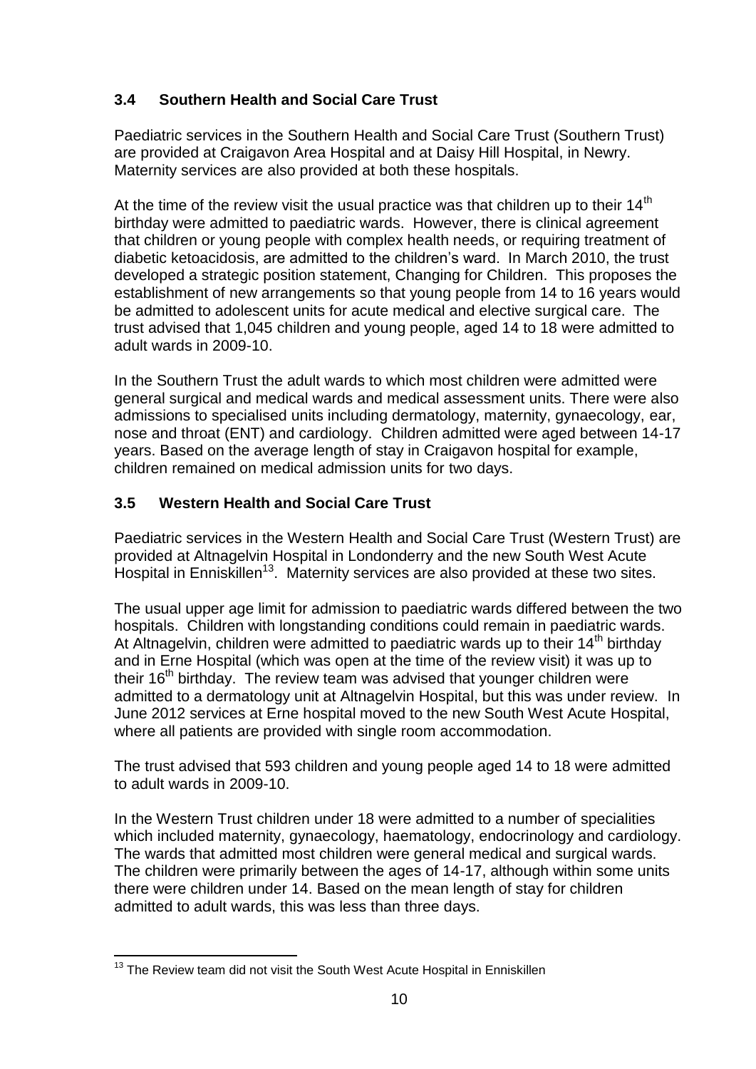### 3.4 Southern Health and Social Care Trust

Paediatric services in the Southern Health and Social Care Trust (Southern Trust) are provided at Craigavon Area Hospital and at Daisy Hill Hospital, in Newry. Maternity services are also provided at both these hospitals.

At the time of the review visit the usual practice was that children up to their 14th birthday were admitted to paediatric wards. However, there is clinical agreement that children or young people with complex health needs, or requiring treatment of diabetic ketoacidosis, are admitted to the children's ward. In March 2010, the trust developed a strategic position statement, Changing for Children. This proposes the establishment of new arrangements so that young people from 14 to 16 years would be admitted to adolescent units for acute medical and elective surgical care. The trust advised that 1,045 children and young people, aged 14 to 18 were admitted to adult wards in 2009-10.

In the Southern Trust the adult wards to which most children were admitted were general surgical and medical wards and medical assessment units. There were also admissions to specialised units including dermatology, maternity, gynaecology, ear, nose and throat (ENT) and cardiology. Children admitted were aged between 14-17 years. Based on the average length of stay in Craigavon hospital for example, children remained on medical admission units for two days.

### 3.5 Western Health and Social Care Trust

Paediatric services in the Western Health and Social Care Trust (Western Trust) are provided at Altnagelvin Hospital in Londonderry and the new South West Acute Hospital in Enniskillen[13]. Maternity services are also provided at these two sites.

The usual upper age limit for admission to paediatric wards differed between the two hospitals. Children with longstanding conditions could remain in paediatric wards. At Altnagelvin, children were admitted to paediatric wards up to their 14th birthday and in Erne Hospital (which was open at the time of the review visit) it was up to their 16th birthday. The review team was advised that younger children were admitted to a dermatology unit at Altnagelvin Hospital, but this was under review. In June 2012 services at Erne hospital moved to the new South West Acute Hospital, where all patients are provided with single room accommodation.

The trust advised that 593 children and young people aged 14 to 18 were admitted to adult wards in 2009-10.

In the Western Trust children under 18 were admitted to a number of specialities which included maternity, gynaecology, haematology, endocrinology and cardiology. The wards that admitted most children were general medical and surgical wards. The children were primarily between the ages of 14-17, although within some units there were children under 14. Based on the mean length of stay for children admitted to adult wards, this was less than three days.

[13] The Review team did not visit the South West Acute Hospital in Enniskillen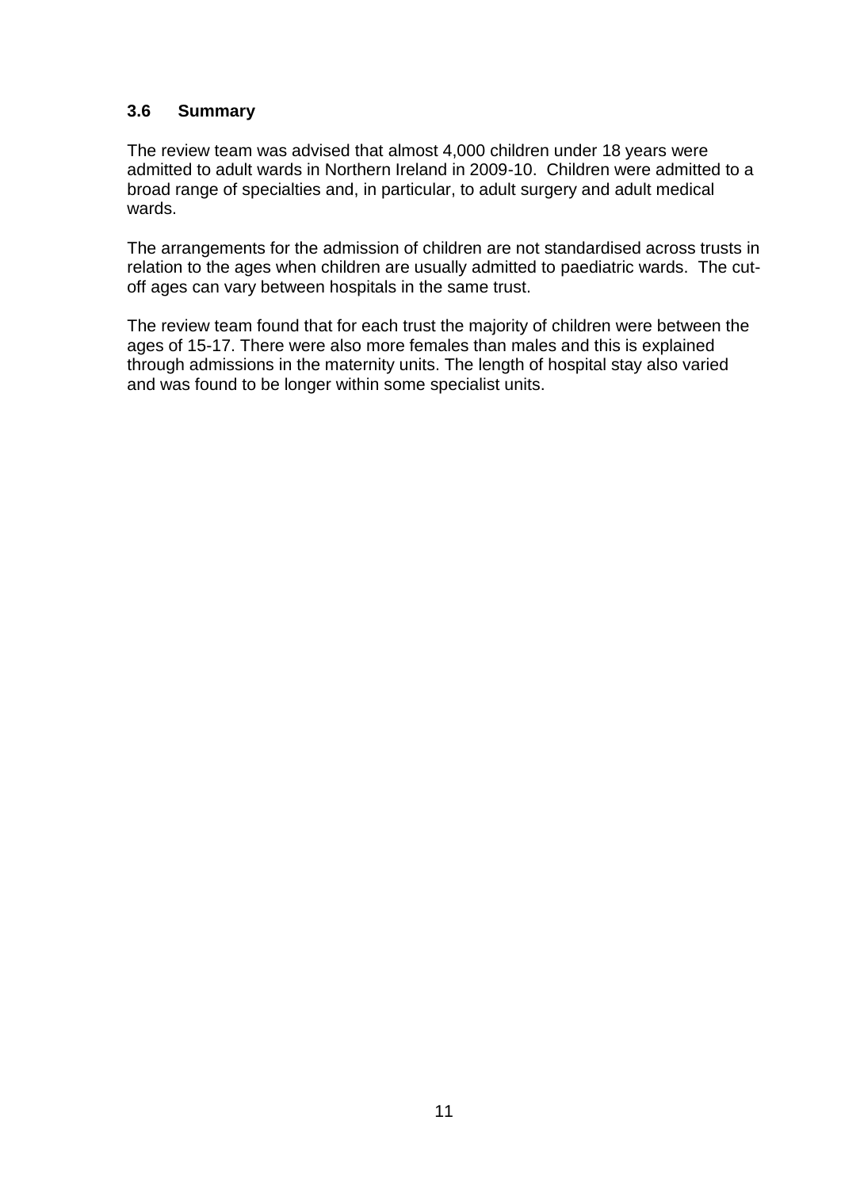### 3.6 Summary

The review team was advised that almost 4,000 children under 18 years were admitted to adult wards in Northern Ireland in 2009-10. Children were admitted to a broad range of specialties and, in particular, to adult surgery and adult medical wards.

The arrangements for the admission of children are not standardised across trusts in relation to the ages when children are usually admitted to paediatric wards. The cut-off ages can vary between hospitals in the same trust.

The review team found that for each trust the majority of children were between the ages of 15-17. There were also more females than males and this is explained through admissions in the maternity units. The length of hospital stay also varied and was found to be longer within some specialist units.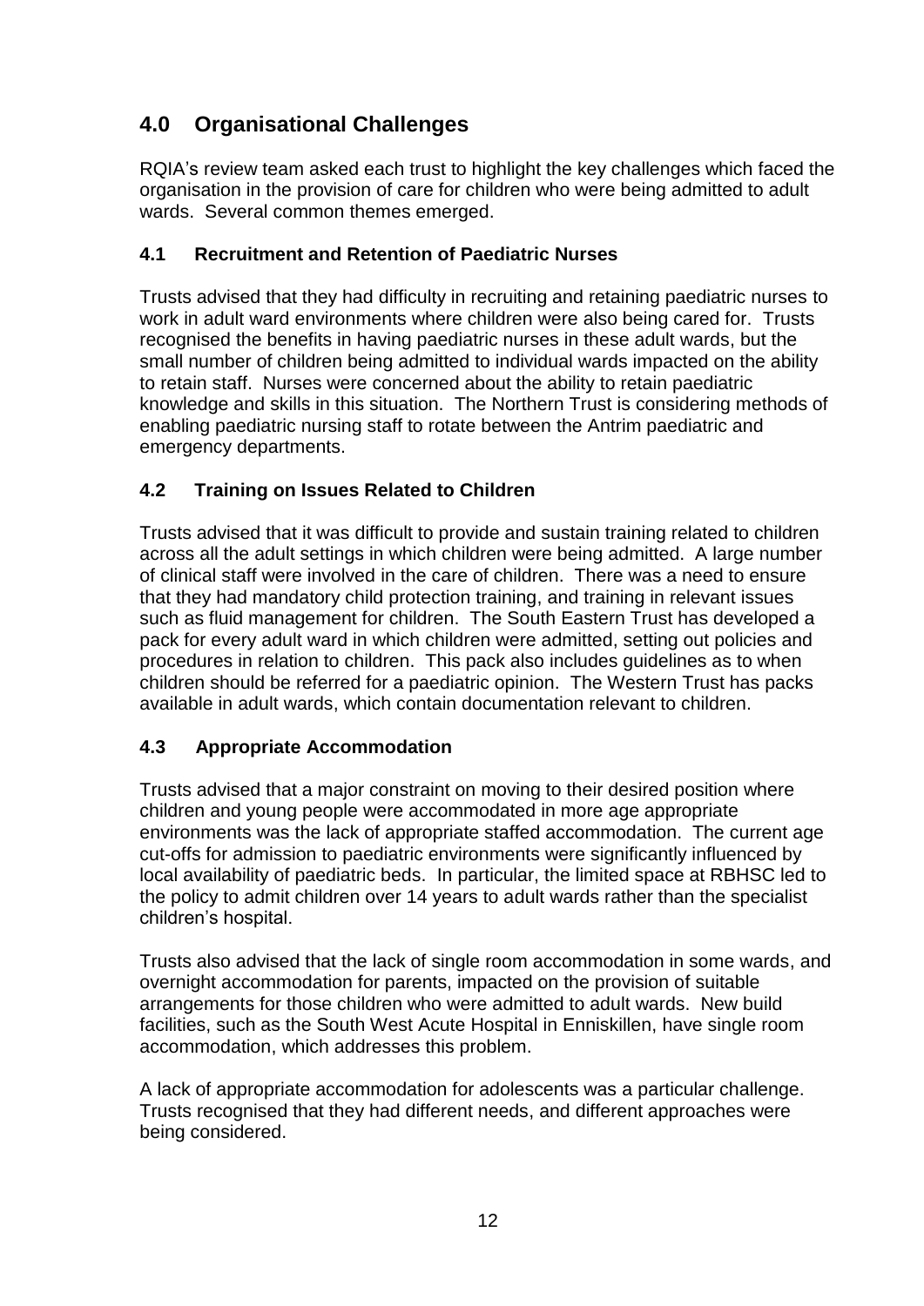## 4.0 Organisational Challenges

RQIA's review team asked each trust to highlight the key challenges which faced the organisation in the provision of care for children who were being admitted to adult wards. Several common themes emerged.

### 4.1 Recruitment and Retention of Paediatric Nurses

Trusts advised that they had difficulty in recruiting and retaining paediatric nurses to work in adult ward environments where children were also being cared for. Trusts recognised the benefits in having paediatric nurses in these adult wards, but the small number of children being admitted to individual wards impacted on the ability to retain staff. Nurses were concerned about the ability to retain paediatric knowledge and skills in this situation. The Northern Trust is considering methods of enabling paediatric nursing staff to rotate between the Antrim paediatric and emergency departments.

### 4.2 Training on Issues Related to Children

Trusts advised that it was difficult to provide and sustain training related to children across all the adult settings in which children were being admitted. A large number of clinical staff were involved in the care of children. There was a need to ensure that they had mandatory child protection training, and training in relevant issues such as fluid management for children. The South Eastern Trust has developed a pack for every adult ward in which children were admitted, setting out policies and procedures in relation to children. This pack also includes guidelines as to when children should be referred for a paediatric opinion. The Western Trust has packs available in adult wards, which contain documentation relevant to children.

### 4.3 Appropriate Accommodation

Trusts advised that a major constraint on moving to their desired position where children and young people were accommodated in more age appropriate environments was the lack of appropriate staffed accommodation. The current age cut-offs for admission to paediatric environments were significantly influenced by local availability of paediatric beds. In particular, the limited space at RBHSC led to the policy to admit children over 14 years to adult wards rather than the specialist children's hospital.

Trusts also advised that the lack of single room accommodation in some wards, and overnight accommodation for parents, impacted on the provision of suitable arrangements for those children who were admitted to adult wards. New build facilities, such as the South West Acute Hospital in Enniskillen, have single room accommodation, which addresses this problem.

A lack of appropriate accommodation for adolescents was a particular challenge. Trusts recognised that they had different needs, and different approaches were being considered.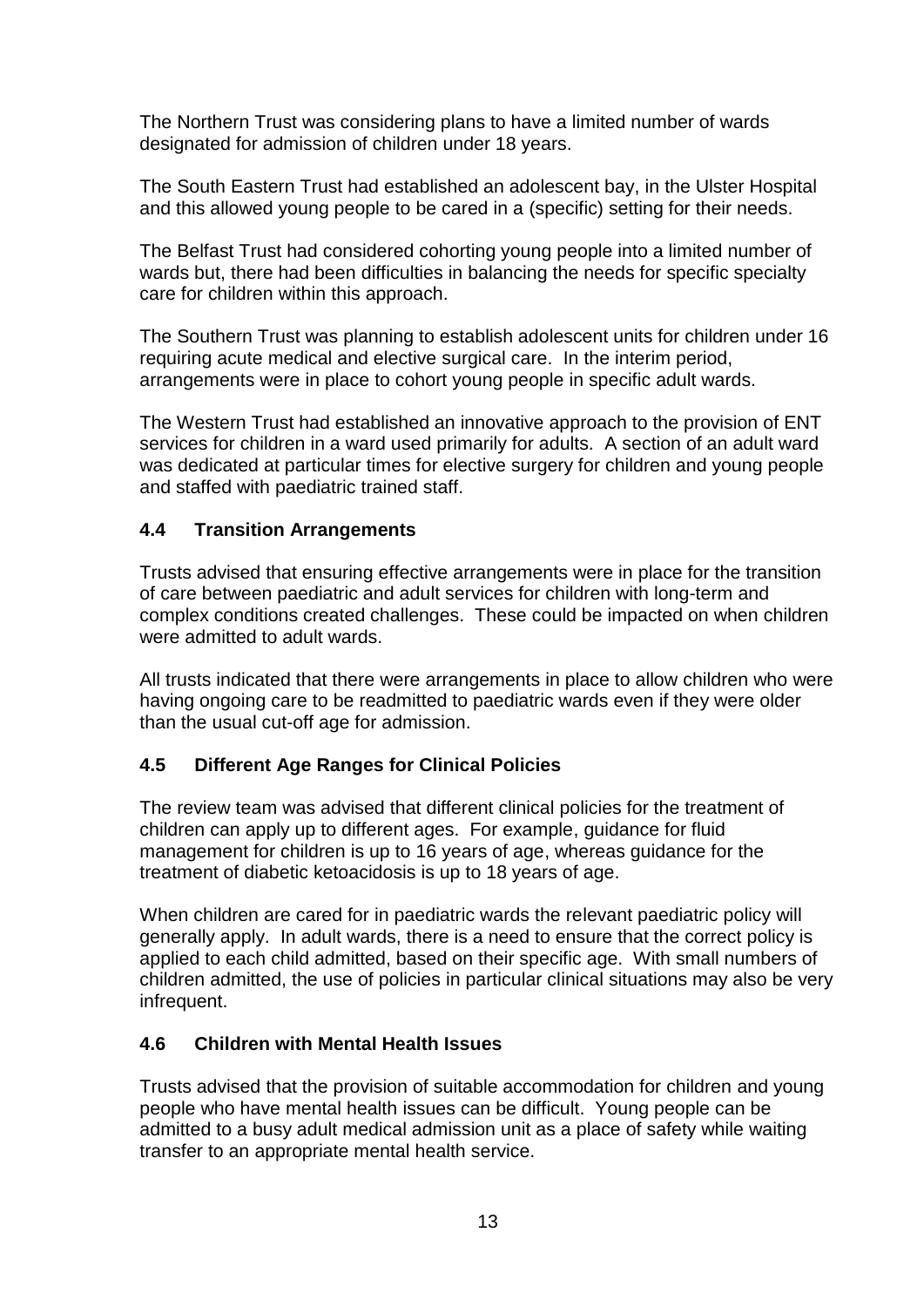The Northern Trust was considering plans to have a limited number of wards designated for admission of children under 18 years.

The South Eastern Trust had established an adolescent bay, in the Ulster Hospital and this allowed young people to be cared in a (specific) setting for their needs.

The Belfast Trust had considered cohorting young people into a limited number of wards but, there had been difficulties in balancing the needs for specific specialty care for children within this approach.

The Southern Trust was planning to establish adolescent units for children under 16 requiring acute medical and elective surgical care. In the interim period, arrangements were in place to cohort young people in specific adult wards.

The Western Trust had established an innovative approach to the provision of ENT services for children in a ward used primarily for adults. A section of an adult ward was dedicated at particular times for elective surgery for children and young people and staffed with paediatric trained staff.

### 4.4 Transition Arrangements

Trusts advised that ensuring effective arrangements were in place for the transition of care between paediatric and adult services for children with long-term and complex conditions created challenges. These could be impacted on when children were admitted to adult wards.

All trusts indicated that there were arrangements in place to allow children who were having ongoing care to be readmitted to paediatric wards even if they were older than the usual cut-off age for admission.

### 4.5 Different Age Ranges for Clinical Policies

The review team was advised that different clinical policies for the treatment of children can apply up to different ages. For example, guidance for fluid management for children is up to 16 years of age, whereas guidance for the treatment of diabetic ketoacidosis is up to 18 years of age.

When children are cared for in paediatric wards the relevant paediatric policy will generally apply. In adult wards, there is a need to ensure that the correct policy is applied to each child admitted, based on their specific age. With small numbers of children admitted, the use of policies in particular clinical situations may also be very infrequent.

### 4.6 Children with Mental Health Issues

Trusts advised that the provision of suitable accommodation for children and young people who have mental health issues can be difficult. Young people can be admitted to a busy adult medical admission unit as a place of safety while waiting transfer to an appropriate mental health service.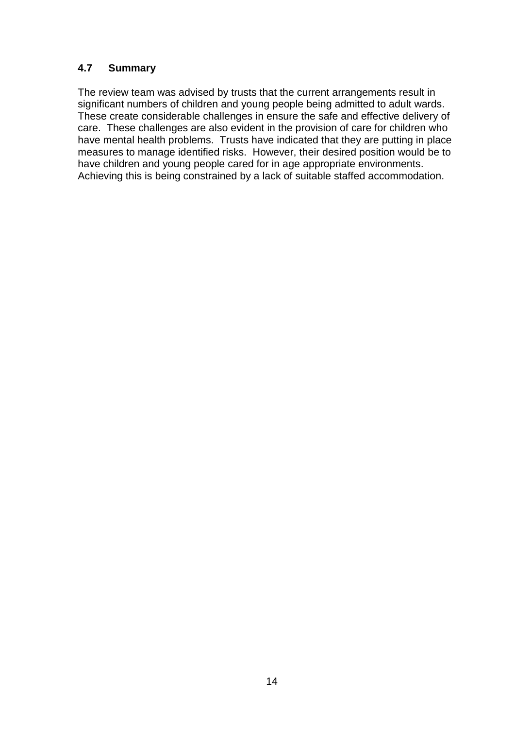### 4.7 Summary

The review team was advised by trusts that the current arrangements result in significant numbers of children and young people being admitted to adult wards. These create considerable challenges in ensure the safe and effective delivery of care. These challenges are also evident in the provision of care for children who have mental health problems. Trusts have indicated that they are putting in place measures to manage identified risks. However, their desired position would be to have children and young people cared for in age appropriate environments. Achieving this is being constrained by a lack of suitable staffed accommodation.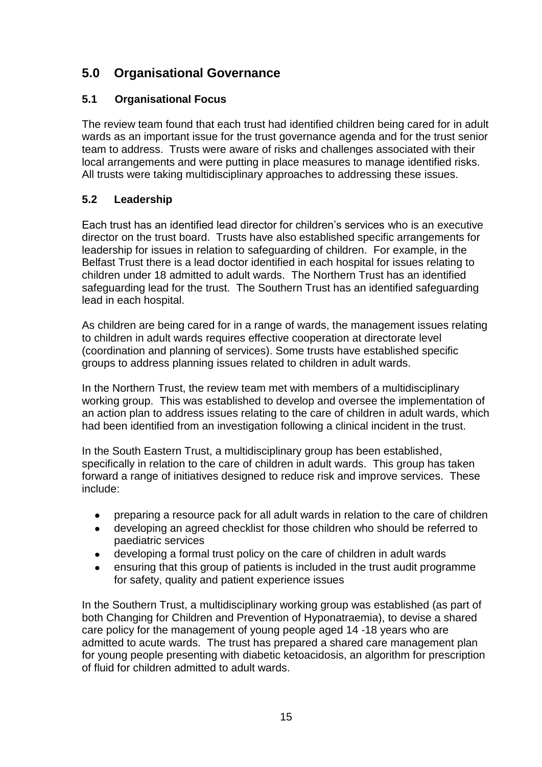## 5.0 Organisational Governance

### 5.1 Organisational Focus

The review team found that each trust had identified children being cared for in adult wards as an important issue for the trust governance agenda and for the trust senior team to address. Trusts were aware of risks and challenges associated with their local arrangements and were putting in place measures to manage identified risks. All trusts were taking multidisciplinary approaches to addressing these issues.

### 5.2 Leadership

Each trust has an identified lead director for children's services who is an executive director on the trust board. Trusts have also established specific arrangements for leadership for issues in relation to safeguarding of children. For example, in the Belfast Trust there is a lead doctor identified in each hospital for issues relating to children under 18 admitted to adult wards. The Northern Trust has an identified safeguarding lead for the trust. The Southern Trust has an identified safeguarding lead in each hospital.

As children are being cared for in a range of wards, the management issues relating to children in adult wards requires effective cooperation at directorate level (coordination and planning of services). Some trusts have established specific groups to address planning issues related to children in adult wards.

In the Northern Trust, the review team met with members of a multidisciplinary working group. This was established to develop and oversee the implementation of an action plan to address issues relating to the care of children in adult wards, which had been identified from an investigation following a clinical incident in the trust.

In the South Eastern Trust, a multidisciplinary group has been established, specifically in relation to the care of children in adult wards. This group has taken forward a range of initiatives designed to reduce risk and improve services. These include:

- preparing a resource pack for all adult wards in relation to the care of children
- developing an agreed checklist for those children who should be referred to paediatric services
- developing a formal trust policy on the care of children in adult wards
- ensuring that this group of patients is included in the trust audit programme for safety, quality and patient experience issues

In the Southern Trust, a multidisciplinary working group was established (as part of both Changing for Children and Prevention of Hyponatraemia), to devise a shared care policy for the management of young people aged 14 -18 years who are admitted to acute wards. The trust has prepared a shared care management plan for young people presenting with diabetic ketoacidosis, an algorithm for prescription of fluid for children admitted to adult wards.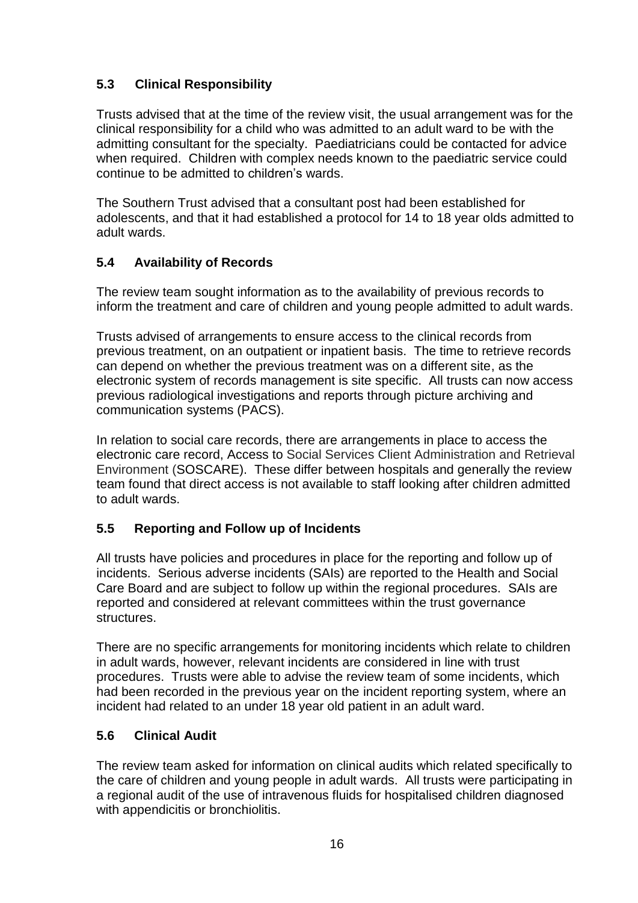### 5.3 Clinical Responsibility

Trusts advised that at the time of the review visit, the usual arrangement was for the clinical responsibility for a child who was admitted to an adult ward to be with the admitting consultant for the specialty. Paediatricians could be contacted for advice when required. Children with complex needs known to the paediatric service could continue to be admitted to children's wards.

The Southern Trust advised that a consultant post had been established for adolescents, and that it had established a protocol for 14 to 18 year olds admitted to adult wards.

### 5.4 Availability of Records

The review team sought information as to the availability of previous records to inform the treatment and care of children and young people admitted to adult wards.

Trusts advised of arrangements to ensure access to the clinical records from previous treatment, on an outpatient or inpatient basis. The time to retrieve records can depend on whether the previous treatment was on a different site, as the electronic system of records management is site specific. All trusts can now access previous radiological investigations and reports through picture archiving and communication systems (PACS).

In relation to social care records, there are arrangements in place to access the electronic care record, Access to Social Services Client Administration and Retrieval Environment (SOSCARE). These differ between hospitals and generally the review team found that direct access is not available to staff looking after children admitted to adult wards.

### 5.5 Reporting and Follow up of Incidents

All trusts have policies and procedures in place for the reporting and follow up of incidents. Serious adverse incidents (SAIs) are reported to the Health and Social Care Board and are subject to follow up within the regional procedures. SAIs are reported and considered at relevant committees within the trust governance structures.

There are no specific arrangements for monitoring incidents which relate to children in adult wards, however, relevant incidents are considered in line with trust procedures. Trusts were able to advise the review team of some incidents, which had been recorded in the previous year on the incident reporting system, where an incident had related to an under 18 year old patient in an adult ward.

### 5.6 Clinical Audit

The review team asked for information on clinical audits which related specifically to the care of children and young people in adult wards. All trusts were participating in a regional audit of the use of intravenous fluids for hospitalised children diagnosed with appendicitis or bronchiolitis.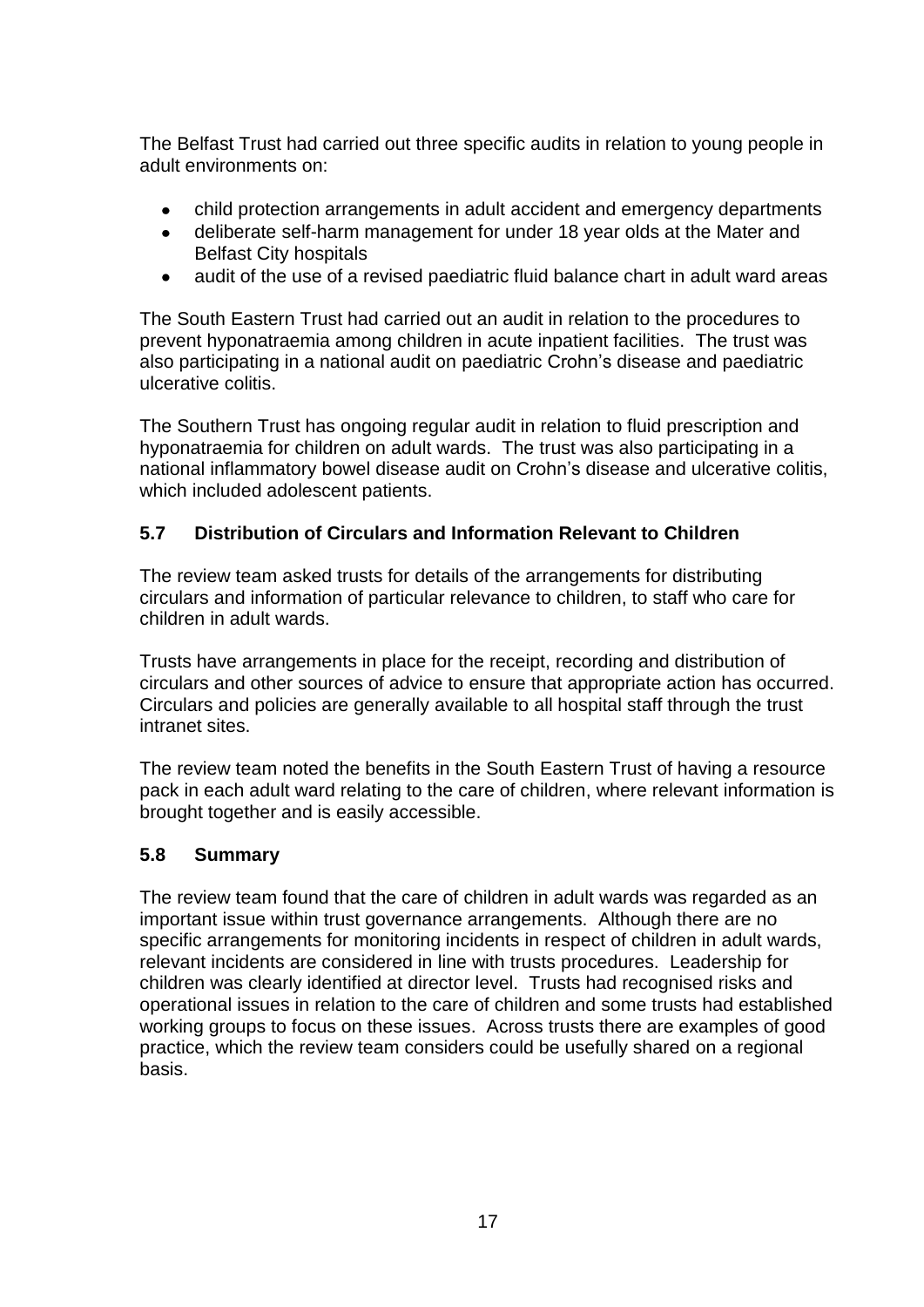The Belfast Trust had carried out three specific audits in relation to young people in adult environments on:

- child protection arrangements in adult accident and emergency departments
- deliberate self-harm management for under 18 year olds at the Mater and Belfast City hospitals
- audit of the use of a revised paediatric fluid balance chart in adult ward areas

The South Eastern Trust had carried out an audit in relation to the procedures to prevent hyponatraemia among children in acute inpatient facilities. The trust was also participating in a national audit on paediatric Crohn's disease and paediatric ulcerative colitis.

The Southern Trust has ongoing regular audit in relation to fluid prescription and hyponatraemia for children on adult wards. The trust was also participating in a national inflammatory bowel disease audit on Crohn's disease and ulcerative colitis, which included adolescent patients.

### 5.7 Distribution of Circulars and Information Relevant to Children

The review team asked trusts for details of the arrangements for distributing circulars and information of particular relevance to children, to staff who care for children in adult wards.

Trusts have arrangements in place for the receipt, recording and distribution of circulars and other sources of advice to ensure that appropriate action has occurred. Circulars and policies are generally available to all hospital staff through the trust intranet sites.

The review team noted the benefits in the South Eastern Trust of having a resource pack in each adult ward relating to the care of children, where relevant information is brought together and is easily accessible.

### 5.8 Summary

The review team found that the care of children in adult wards was regarded as an important issue within trust governance arrangements. Although there are no specific arrangements for monitoring incidents in respect of children in adult wards, relevant incidents are considered in line with trusts procedures. Leadership for children was clearly identified at director level. Trusts had recognised risks and operational issues in relation to the care of children and some trusts had established working groups to focus on these issues. Across trusts there are examples of good practice, which the review team considers could be usefully shared on a regional basis.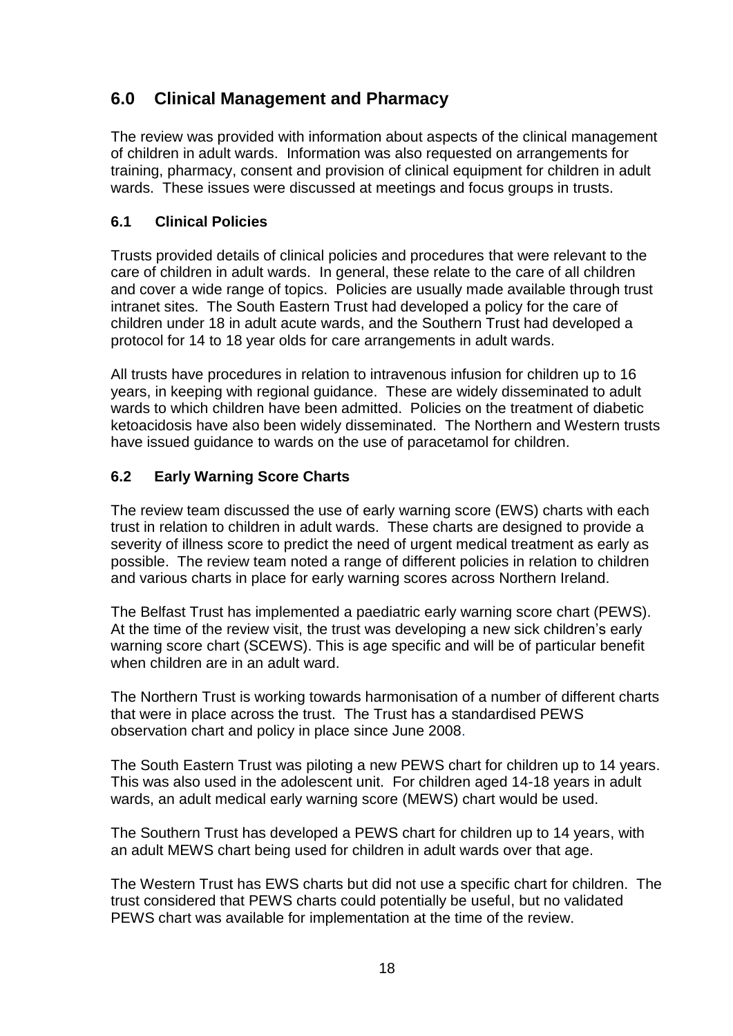## 6.0 Clinical Management and Pharmacy

The review was provided with information about aspects of the clinical management of children in adult wards. Information was also requested on arrangements for training, pharmacy, consent and provision of clinical equipment for children in adult wards. These issues were discussed at meetings and focus groups in trusts.

### 6.1 Clinical Policies

Trusts provided details of clinical policies and procedures that were relevant to the care of children in adult wards. In general, these relate to the care of all children and cover a wide range of topics. Policies are usually made available through trust intranet sites. The South Eastern Trust had developed a policy for the care of children under 18 in adult acute wards, and the Southern Trust had developed a protocol for 14 to 18 year olds for care arrangements in adult wards.

All trusts have procedures in relation to intravenous infusion for children up to 16 years, in keeping with regional guidance. These are widely disseminated to adult wards to which children have been admitted. Policies on the treatment of diabetic ketoacidosis have also been widely disseminated. The Northern and Western trusts have issued guidance to wards on the use of paracetamol for children.

### 6.2 Early Warning Score Charts

The review team discussed the use of early warning score (EWS) charts with each trust in relation to children in adult wards. These charts are designed to provide a severity of illness score to predict the need of urgent medical treatment as early as possible. The review team noted a range of different policies in relation to children and various charts in place for early warning scores across Northern Ireland.

The Belfast Trust has implemented a paediatric early warning score chart (PEWS). At the time of the review visit, the trust was developing a new sick children's early warning score chart (SCEWS). This is age specific and will be of particular benefit when children are in an adult ward.

The Northern Trust is working towards harmonisation of a number of different charts that were in place across the trust. The Trust has a standardised PEWS observation chart and policy in place since June 2008.

The South Eastern Trust was piloting a new PEWS chart for children up to 14 years. This was also used in the adolescent unit. For children aged 14-18 years in adult wards, an adult medical early warning score (MEWS) chart would be used.

The Southern Trust has developed a PEWS chart for children up to 14 years, with an adult MEWS chart being used for children in adult wards over that age.

The Western Trust has EWS charts but did not use a specific chart for children. The trust considered that PEWS charts could potentially be useful, but no validated PEWS chart was available for implementation at the time of the review.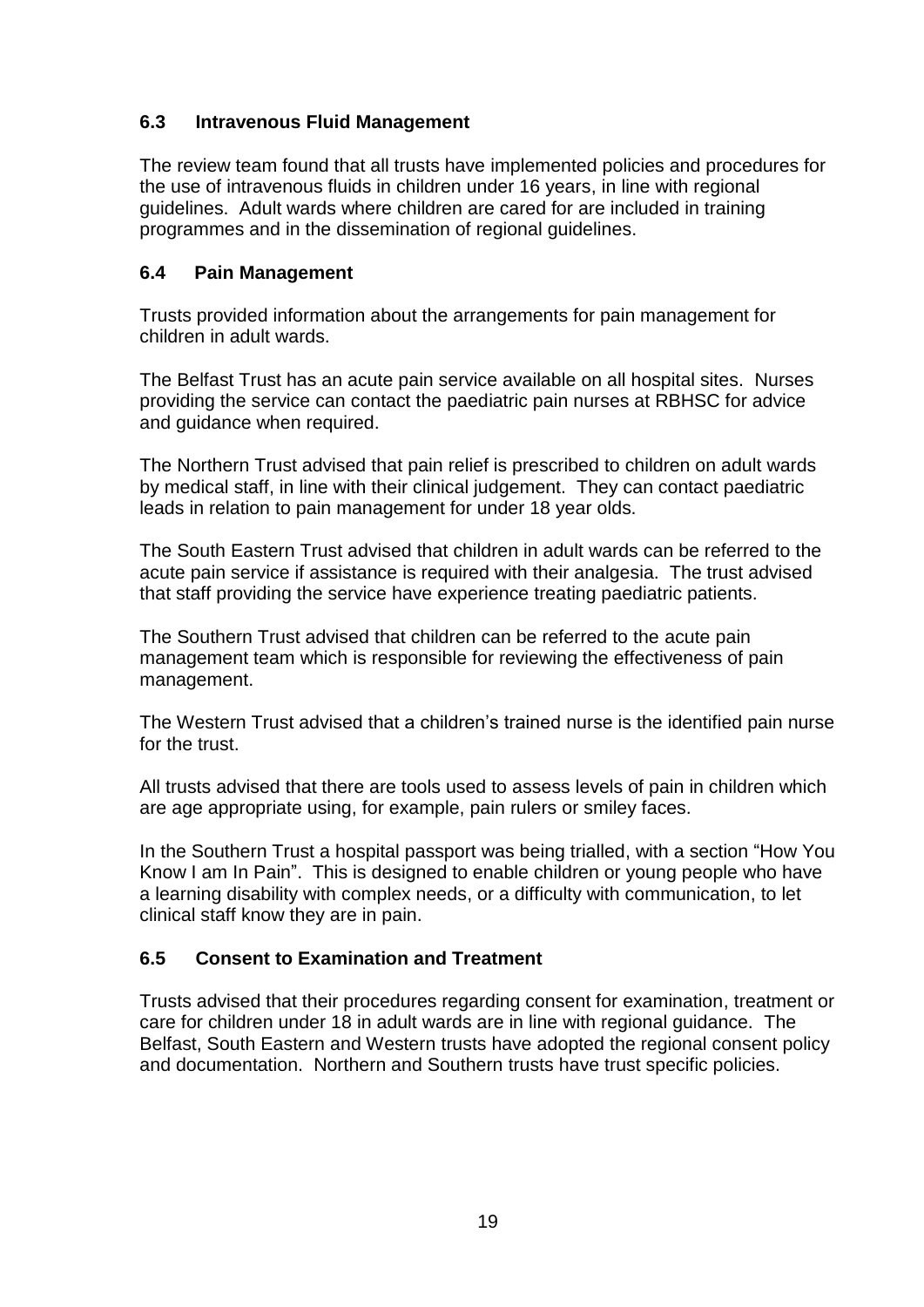### 6.3 Intravenous Fluid Management

The review team found that all trusts have implemented policies and procedures for the use of intravenous fluids in children under 16 years, in line with regional guidelines. Adult wards where children are cared for are included in training programmes and in the dissemination of regional guidelines.

### 6.4 Pain Management

Trusts provided information about the arrangements for pain management for children in adult wards.

The Belfast Trust has an acute pain service available on all hospital sites. Nurses providing the service can contact the paediatric pain nurses at RBHSC for advice and guidance when required.

The Northern Trust advised that pain relief is prescribed to children on adult wards by medical staff, in line with their clinical judgement. They can contact paediatric leads in relation to pain management for under 18 year olds.

The South Eastern Trust advised that children in adult wards can be referred to the acute pain service if assistance is required with their analgesia. The trust advised that staff providing the service have experience treating paediatric patients.

The Southern Trust advised that children can be referred to the acute pain management team which is responsible for reviewing the effectiveness of pain management.

The Western Trust advised that a children's trained nurse is the identified pain nurse for the trust.

All trusts advised that there are tools used to assess levels of pain in children which are age appropriate using, for example, pain rulers or smiley faces.

In the Southern Trust a hospital passport was being trialled, with a section "How You Know I am In Pain". This is designed to enable children or young people who have a learning disability with complex needs, or a difficulty with communication, to let clinical staff know they are in pain.

### 6.5 Consent to Examination and Treatment

Trusts advised that their procedures regarding consent for examination, treatment or care for children under 18 in adult wards are in line with regional guidance. The Belfast, South Eastern and Western trusts have adopted the regional consent policy and documentation. Northern and Southern trusts have trust specific policies.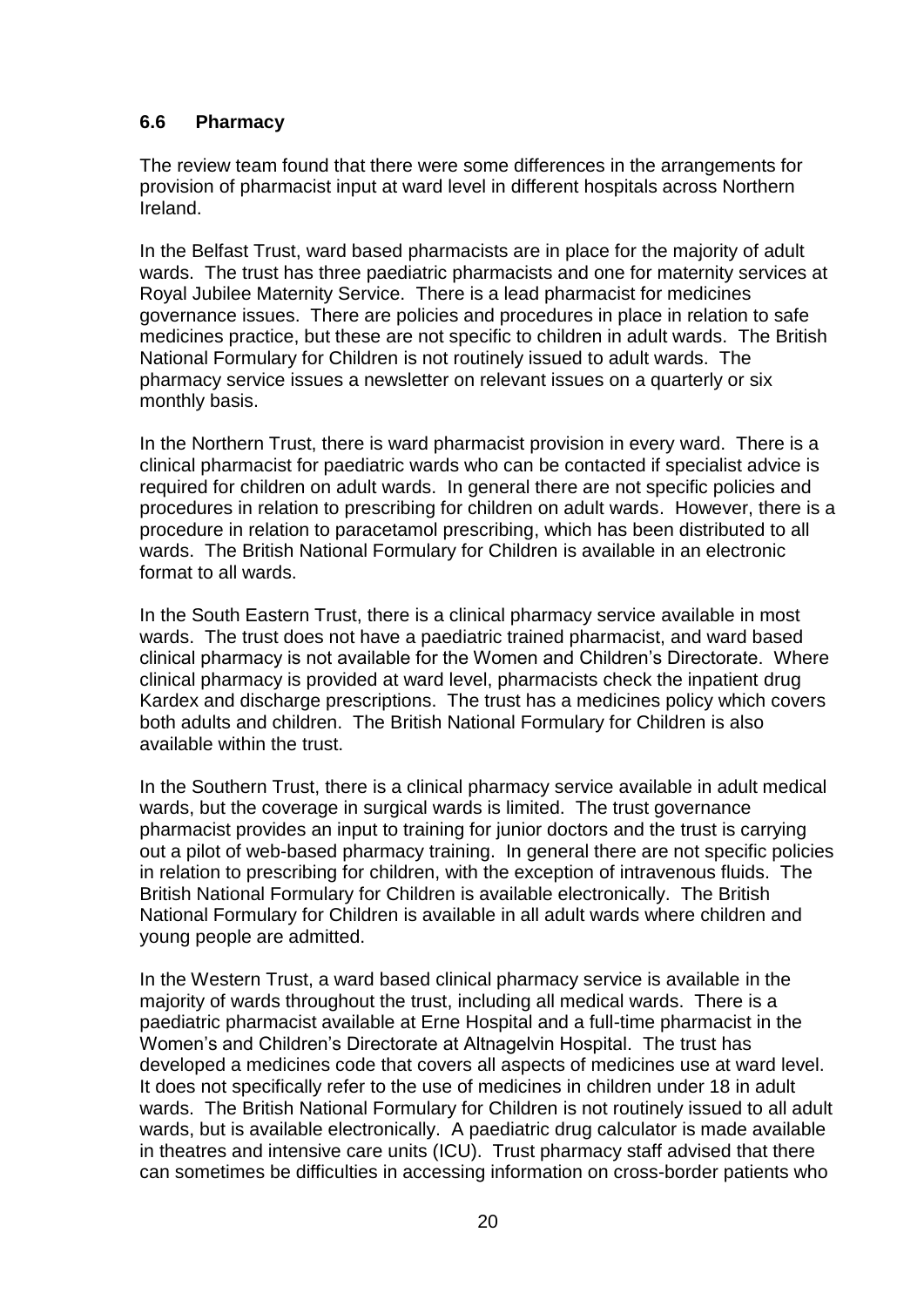### 6.6 Pharmacy

The review team found that there were some differences in the arrangements for provision of pharmacist input at ward level in different hospitals across Northern Ireland.

In the Belfast Trust, ward based pharmacists are in place for the majority of adult wards. The trust has three paediatric pharmacists and one for maternity services at Royal Jubilee Maternity Service. There is a lead pharmacist for medicines governance issues. There are policies and procedures in place in relation to safe medicines practice, but these are not specific to children in adult wards. The British National Formulary for Children is not routinely issued to adult wards. The pharmacy service issues a newsletter on relevant issues on a quarterly or six monthly basis.

In the Northern Trust, there is ward pharmacist provision in every ward. There is a clinical pharmacist for paediatric wards who can be contacted if specialist advice is required for children on adult wards. In general there are not specific policies and procedures in relation to prescribing for children on adult wards. However, there is a procedure in relation to paracetamol prescribing, which has been distributed to all wards. The British National Formulary for Children is available in an electronic format to all wards.

In the South Eastern Trust, there is a clinical pharmacy service available in most wards. The trust does not have a paediatric trained pharmacist, and ward based clinical pharmacy is not available for the Women and Children's Directorate. Where clinical pharmacy is provided at ward level, pharmacists check the inpatient drug Kardex and discharge prescriptions. The trust has a medicines policy which covers both adults and children. The British National Formulary for Children is also available within the trust.

In the Southern Trust, there is a clinical pharmacy service available in adult medical wards, but the coverage in surgical wards is limited. The trust governance pharmacist provides an input to training for junior doctors and the trust is carrying out a pilot of web-based pharmacy training. In general there are not specific policies in relation to prescribing for children, with the exception of intravenous fluids. The British National Formulary for Children is available electronically. The British National Formulary for Children is available in all adult wards where children and young people are admitted.

In the Western Trust, a ward based clinical pharmacy service is available in the majority of wards throughout the trust, including all medical wards. There is a paediatric pharmacist available at Erne Hospital and a full-time pharmacist in the Women's and Children's Directorate at Altnagelvin Hospital. The trust has developed a medicines code that covers all aspects of medicines use at ward level. It does not specifically refer to the use of medicines in children under 18 in adult wards. The British National Formulary for Children is not routinely issued to all adult wards, but is available electronically. A paediatric drug calculator is made available in theatres and intensive care units (ICU). Trust pharmacy staff advised that there can sometimes be difficulties in accessing information on cross-border patients who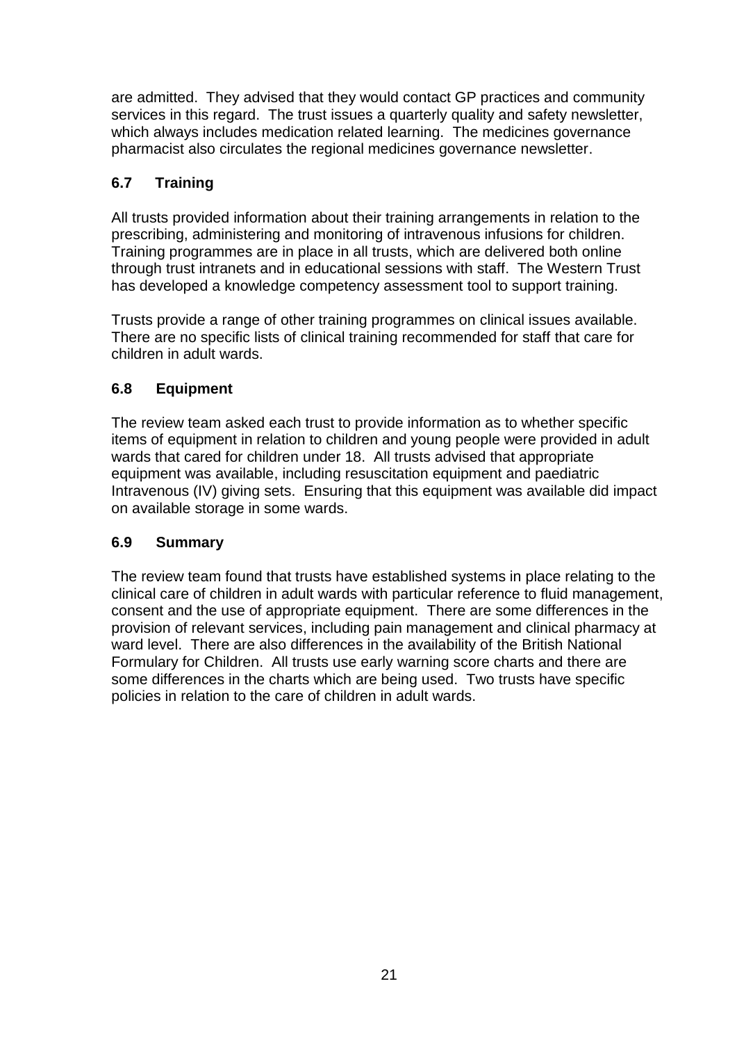are admitted. They advised that they would contact GP practices and community services in this regard. The trust issues a quarterly quality and safety newsletter, which always includes medication related learning. The medicines governance pharmacist also circulates the regional medicines governance newsletter.

### 6.7 Training

All trusts provided information about their training arrangements in relation to the prescribing, administering and monitoring of intravenous infusions for children. Training programmes are in place in all trusts, which are delivered both online through trust intranets and in educational sessions with staff. The Western Trust has developed a knowledge competency assessment tool to support training.

Trusts provide a range of other training programmes on clinical issues available. There are no specific lists of clinical training recommended for staff that care for children in adult wards.

### 6.8 Equipment

The review team asked each trust to provide information as to whether specific items of equipment in relation to children and young people were provided in adult wards that cared for children under 18. All trusts advised that appropriate equipment was available, including resuscitation equipment and paediatric Intravenous (IV) giving sets. Ensuring that this equipment was available did impact on available storage in some wards.

### 6.9 Summary

The review team found that trusts have established systems in place relating to the clinical care of children in adult wards with particular reference to fluid management, consent and the use of appropriate equipment. There are some differences in the provision of relevant services, including pain management and clinical pharmacy at ward level. There are also differences in the availability of the British National Formulary for Children. All trusts use early warning score charts and there are some differences in the charts which are being used. Two trusts have specific policies in relation to the care of children in adult wards.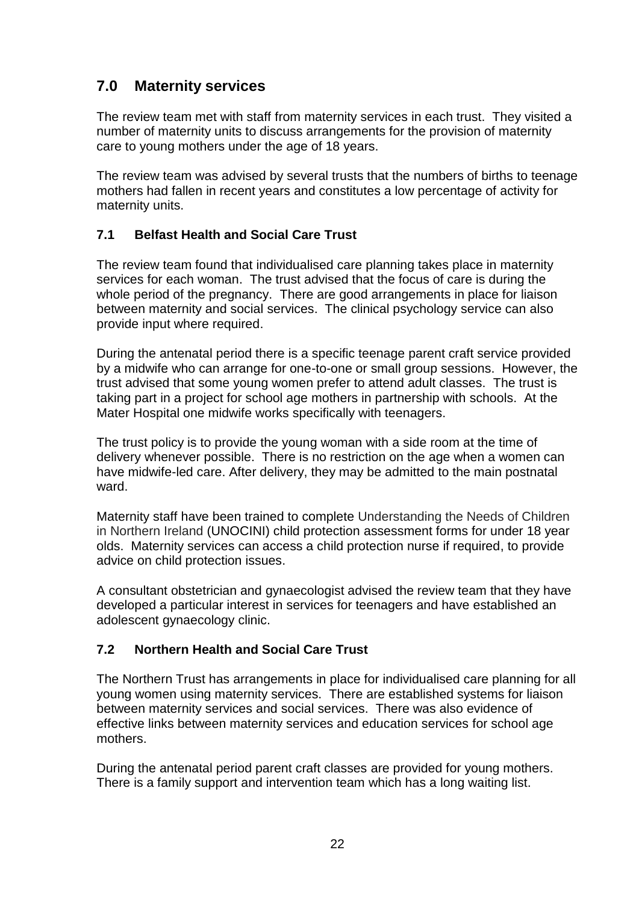## 7.0 Maternity services

The review team met with staff from maternity services in each trust. They visited a number of maternity units to discuss arrangements for the provision of maternity care to young mothers under the age of 18 years.

The review team was advised by several trusts that the numbers of births to teenage mothers had fallen in recent years and constitutes a low percentage of activity for maternity units.

### 7.1 Belfast Health and Social Care Trust

The review team found that individualised care planning takes place in maternity services for each woman. The trust advised that the focus of care is during the whole period of the pregnancy. There are good arrangements in place for liaison between maternity and social services. The clinical psychology service can also provide input where required.

During the antenatal period there is a specific teenage parent craft service provided by a midwife who can arrange for one-to-one or small group sessions. However, the trust advised that some young women prefer to attend adult classes. The trust is taking part in a project for school age mothers in partnership with schools. At the Mater Hospital one midwife works specifically with teenagers.

The trust policy is to provide the young woman with a side room at the time of delivery whenever possible. There is no restriction on the age when a women can have midwife-led care. After delivery, they may be admitted to the main postnatal ward.

Maternity staff have been trained to complete Understanding the Needs of Children in Northern Ireland (UNOCINI) child protection assessment forms for under 18 year olds. Maternity services can access a child protection nurse if required, to provide advice on child protection issues.

A consultant obstetrician and gynaecologist advised the review team that they have developed a particular interest in services for teenagers and have established an adolescent gynaecology clinic.

### 7.2 Northern Health and Social Care Trust

The Northern Trust has arrangements in place for individualised care planning for all young women using maternity services. There are established systems for liaison between maternity services and social services. There was also evidence of effective links between maternity services and education services for school age mothers.

During the antenatal period parent craft classes are provided for young mothers. There is a family support and intervention team which has a long waiting list.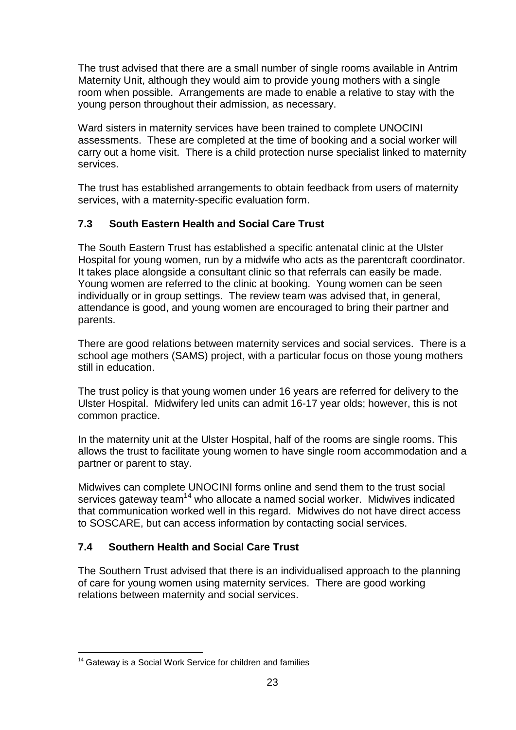The trust advised that there are a small number of single rooms available in Antrim Maternity Unit, although they would aim to provide young mothers with a single room when possible. Arrangements are made to enable a relative to stay with the young person throughout their admission, as necessary.

Ward sisters in maternity services have been trained to complete UNOCINI assessments. These are completed at the time of booking and a social worker will carry out a home visit. There is a child protection nurse specialist linked to maternity services.

The trust has established arrangements to obtain feedback from users of maternity services, with a maternity-specific evaluation form.

### 7.3 South Eastern Health and Social Care Trust

The South Eastern Trust has established a specific antenatal clinic at the Ulster Hospital for young women, run by a midwife who acts as the parentcraft coordinator. It takes place alongside a consultant clinic so that referrals can easily be made. Young women are referred to the clinic at booking. Young women can be seen individually or in group settings. The review team was advised that, in general, attendance is good, and young women are encouraged to bring their partner and parents.

There are good relations between maternity services and social services. There is a school age mothers (SAMS) project, with a particular focus on those young mothers still in education.

The trust policy is that young women under 16 years are referred for delivery to the Ulster Hospital. Midwifery led units can admit 16-17 year olds; however, this is not common practice.

In the maternity unit at the Ulster Hospital, half of the rooms are single rooms. This allows the trust to facilitate young women to have single room accommodation and a partner or parent to stay.

Midwives can complete UNOCINI forms online and send them to the trust social services gateway team[14] who allocate a named social worker. Midwives indicated that communication worked well in this regard. Midwives do not have direct access to SOSCARE, but can access information by contacting social services.

### 7.4 Southern Health and Social Care Trust

The Southern Trust advised that there is an individualised approach to the planning of care for young women using maternity services. There are good working relations between maternity and social services.

[14] Gateway is a Social Work Service for children and families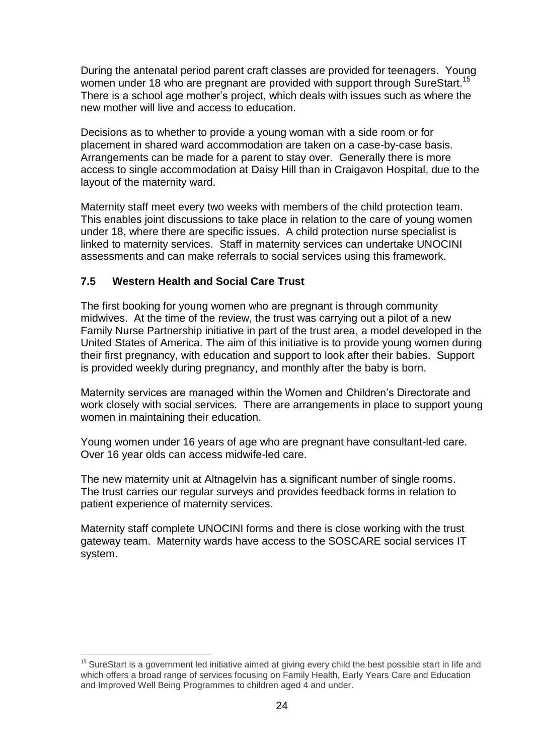During the antenatal period parent craft classes are provided for teenagers. Young women under 18 who are pregnant are provided with support through SureStart.[15] There is a school age mother's project, which deals with issues such as where the new mother will live and access to education.

Decisions as to whether to provide a young woman with a side room or for placement in shared ward accommodation are taken on a case-by-case basis. Arrangements can be made for a parent to stay over. Generally there is more access to single accommodation at Daisy Hill than in Craigavon Hospital, due to the layout of the maternity ward.

Maternity staff meet every two weeks with members of the child protection team. This enables joint discussions to take place in relation to the care of young women under 18, where there are specific issues. A child protection nurse specialist is linked to maternity services. Staff in maternity services can undertake UNOCINI assessments and can make referrals to social services using this framework.

### 7.5 Western Health and Social Care Trust

The first booking for young women who are pregnant is through community midwives. At the time of the review, the trust was carrying out a pilot of a new Family Nurse Partnership initiative in part of the trust area, a model developed in the United States of America. The aim of this initiative is to provide young women during their first pregnancy, with education and support to look after their babies. Support is provided weekly during pregnancy, and monthly after the baby is born.

Maternity services are managed within the Women and Children's Directorate and work closely with social services. There are arrangements in place to support young women in maintaining their education.

Young women under 16 years of age who are pregnant have consultant-led care. Over 16 year olds can access midwife-led care.

The new maternity unit at Altnagelvin has a significant number of single rooms. The trust carries our regular surveys and provides feedback forms in relation to patient experience of maternity services.

Maternity staff complete UNOCINI forms and there is close working with the trust gateway team. Maternity wards have access to the SOSCARE social services IT system.

---

[15] SureStart is a government led initiative aimed at giving every child the best possible start in life and which offers a broad range of services focusing on Family Health, Early Years Care and Education and Improved Well Being Programmes to children aged 4 and under.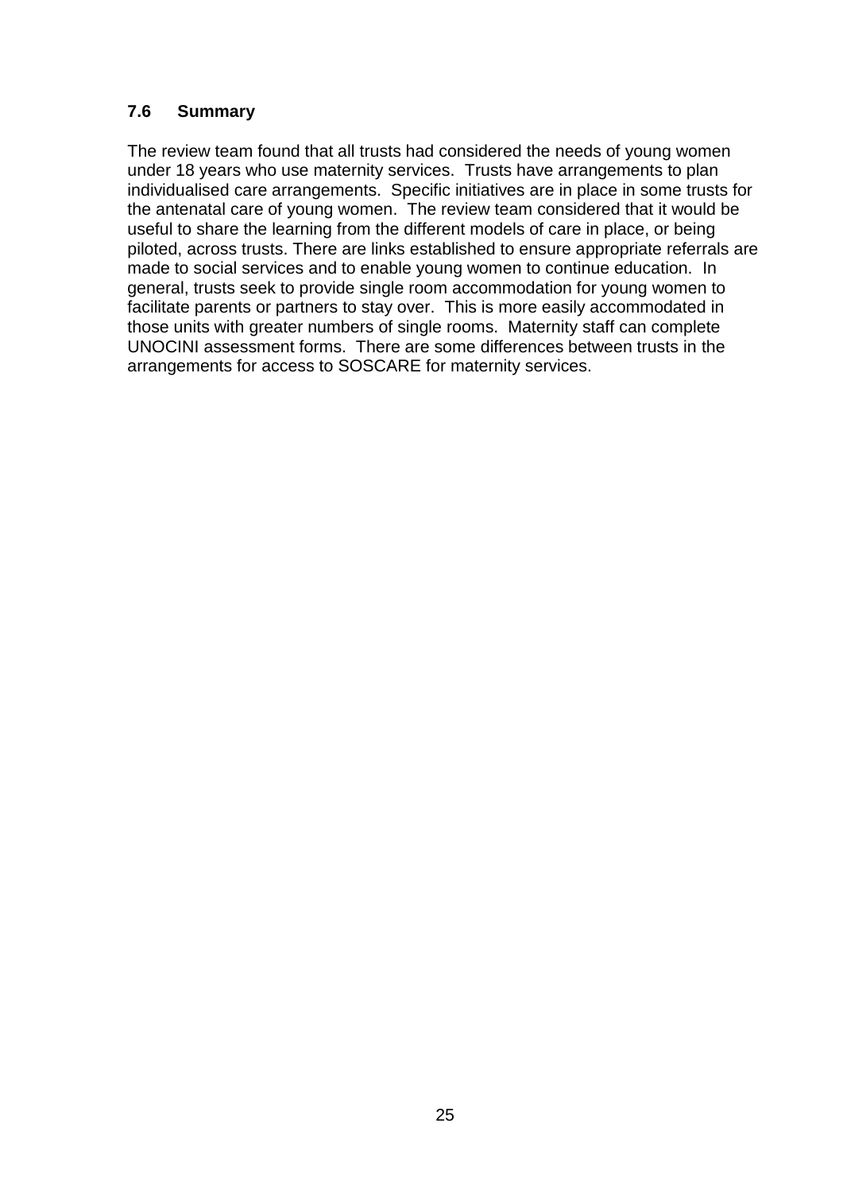### 7.6 Summary

The review team found that all trusts had considered the needs of young women under 18 years who use maternity services. Trusts have arrangements to plan individualised care arrangements. Specific initiatives are in place in some trusts for the antenatal care of young women. The review team considered that it would be useful to share the learning from the different models of care in place, or being piloted, across trusts. There are links established to ensure appropriate referrals are made to social services and to enable young women to continue education. In general, trusts seek to provide single room accommodation for young women to facilitate parents or partners to stay over. This is more easily accommodated in those units with greater numbers of single rooms. Maternity staff can complete UNOCINI assessment forms. There are some differences between trusts in the arrangements for access to SOSCARE for maternity services.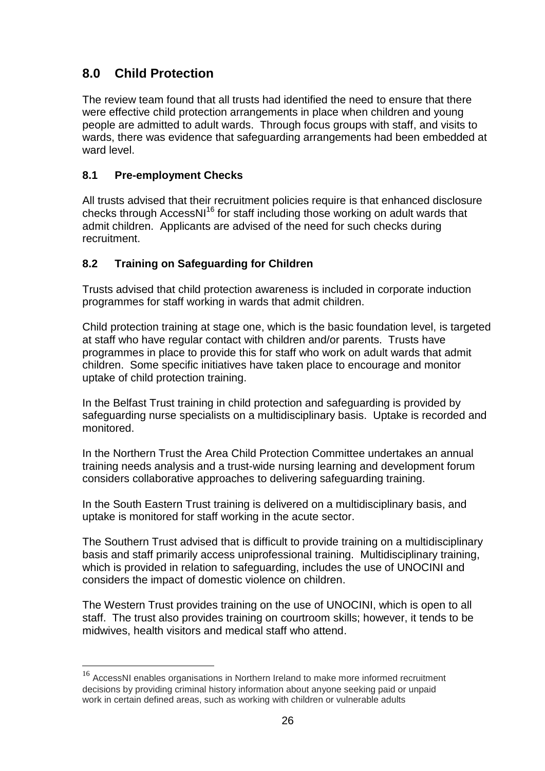## 8.0 Child Protection

The review team found that all trusts had identified the need to ensure that there were effective child protection arrangements in place when children and young people are admitted to adult wards. Through focus groups with staff, and visits to wards, there was evidence that safeguarding arrangements had been embedded at ward level.

### 8.1 Pre-employment Checks

All trusts advised that their recruitment policies require is that enhanced disclosure checks through AccessNI[16] for staff including those working on adult wards that admit children. Applicants are advised of the need for such checks during recruitment.

### 8.2 Training on Safeguarding for Children

Trusts advised that child protection awareness is included in corporate induction programmes for staff working in wards that admit children.

Child protection training at stage one, which is the basic foundation level, is targeted at staff who have regular contact with children and/or parents. Trusts have programmes in place to provide this for staff who work on adult wards that admit children. Some specific initiatives have taken place to encourage and monitor uptake of child protection training.

In the Belfast Trust training in child protection and safeguarding is provided by safeguarding nurse specialists on a multidisciplinary basis. Uptake is recorded and monitored.

In the Northern Trust the Area Child Protection Committee undertakes an annual training needs analysis and a trust-wide nursing learning and development forum considers collaborative approaches to delivering safeguarding training.

In the South Eastern Trust training is delivered on a multidisciplinary basis, and uptake is monitored for staff working in the acute sector.

The Southern Trust advised that is difficult to provide training on a multidisciplinary basis and staff primarily access uniprofessional training. Multidisciplinary training, which is provided in relation to safeguarding, includes the use of UNOCINI and considers the impact of domestic violence on children.

The Western Trust provides training on the use of UNOCINI, which is open to all staff. The trust also provides training on courtroom skills; however, it tends to be midwives, health visitors and medical staff who attend.

---

[16] AccessNI enables organisations in Northern Ireland to make more informed recruitment decisions by providing criminal history information about anyone seeking paid or unpaid work in certain defined areas, such as working with children or vulnerable adults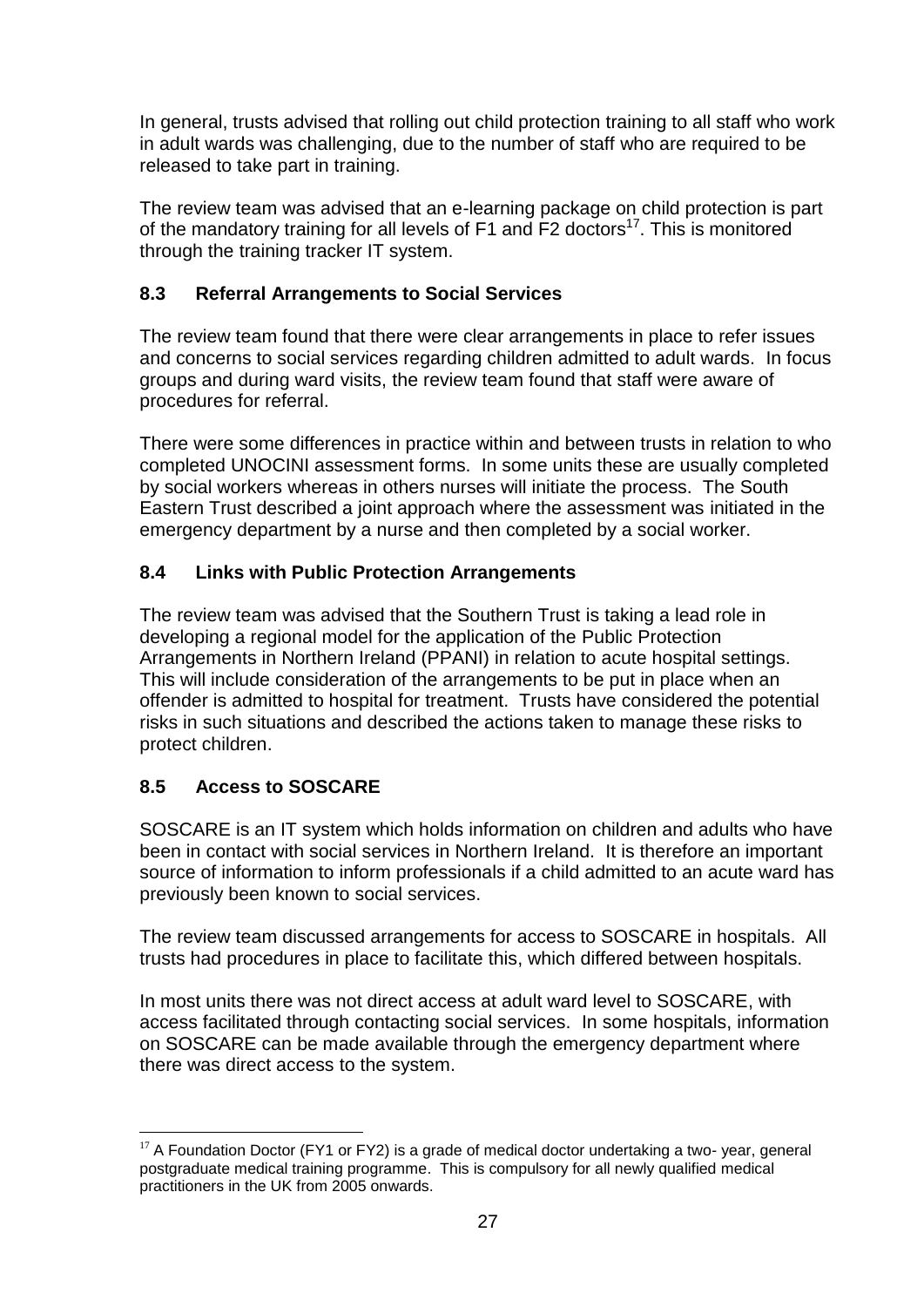In general, trusts advised that rolling out child protection training to all staff who work in adult wards was challenging, due to the number of staff who are required to be released to take part in training.

The review team was advised that an e-learning package on child protection is part of the mandatory training for all levels of F1 and F2 doctors[17]. This is monitored through the training tracker IT system.

### 8.3 Referral Arrangements to Social Services

The review team found that there were clear arrangements in place to refer issues and concerns to social services regarding children admitted to adult wards. In focus groups and during ward visits, the review team found that staff were aware of procedures for referral.

There were some differences in practice within and between trusts in relation to who completed UNOCINI assessment forms. In some units these are usually completed by social workers whereas in others nurses will initiate the process. The South Eastern Trust described a joint approach where the assessment was initiated in the emergency department by a nurse and then completed by a social worker.

### 8.4 Links with Public Protection Arrangements

The review team was advised that the Southern Trust is taking a lead role in developing a regional model for the application of the Public Protection Arrangements in Northern Ireland (PPANI) in relation to acute hospital settings. This will include consideration of the arrangements to be put in place when an offender is admitted to hospital for treatment. Trusts have considered the potential risks in such situations and described the actions taken to manage these risks to protect children.

### 8.5 Access to SOSCARE

SOSCARE is an IT system which holds information on children and adults who have been in contact with social services in Northern Ireland. It is therefore an important source of information to inform professionals if a child admitted to an acute ward has previously been known to social services.

The review team discussed arrangements for access to SOSCARE in hospitals. All trusts had procedures in place to facilitate this, which differed between hospitals.

In most units there was not direct access at adult ward level to SOSCARE, with access facilitated through contacting social services. In some hospitals, information on SOSCARE can be made available through the emergency department where there was direct access to the system.

---

[17] A Foundation Doctor (FY1 or FY2) is a grade of medical doctor undertaking a two- year, general postgraduate medical training programme. This is compulsory for all newly qualified medical practitioners in the UK from 2005 onwards.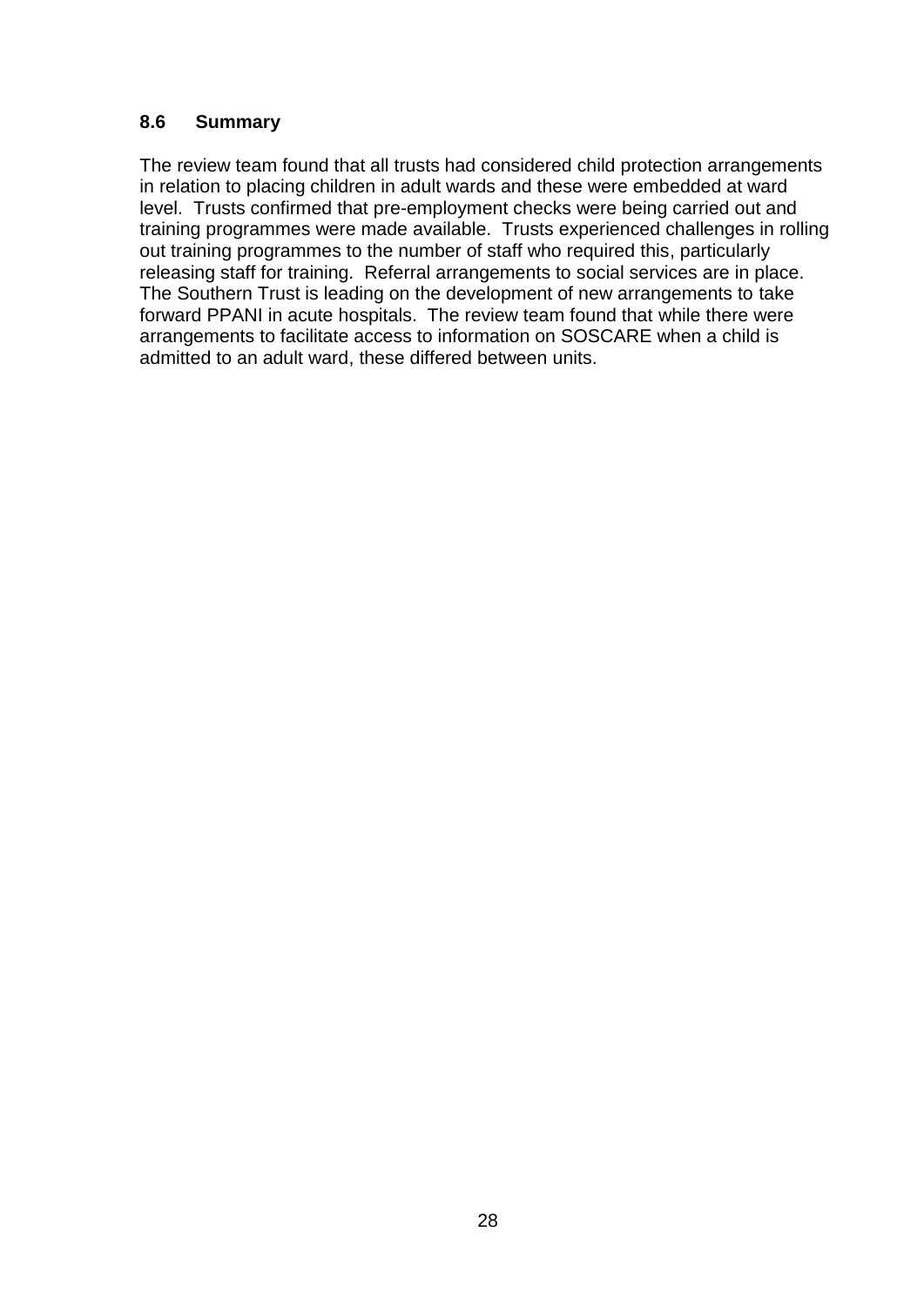### 8.6 Summary

The review team found that all trusts had considered child protection arrangements in relation to placing children in adult wards and these were embedded at ward level. Trusts confirmed that pre-employment checks were being carried out and training programmes were made available. Trusts experienced challenges in rolling out training programmes to the number of staff who required this, particularly releasing staff for training. Referral arrangements to social services are in place. The Southern Trust is leading on the development of new arrangements to take forward PPANI in acute hospitals. The review team found that while there were arrangements to facilitate access to information on SOSCARE when a child is admitted to an adult ward, these differed between units.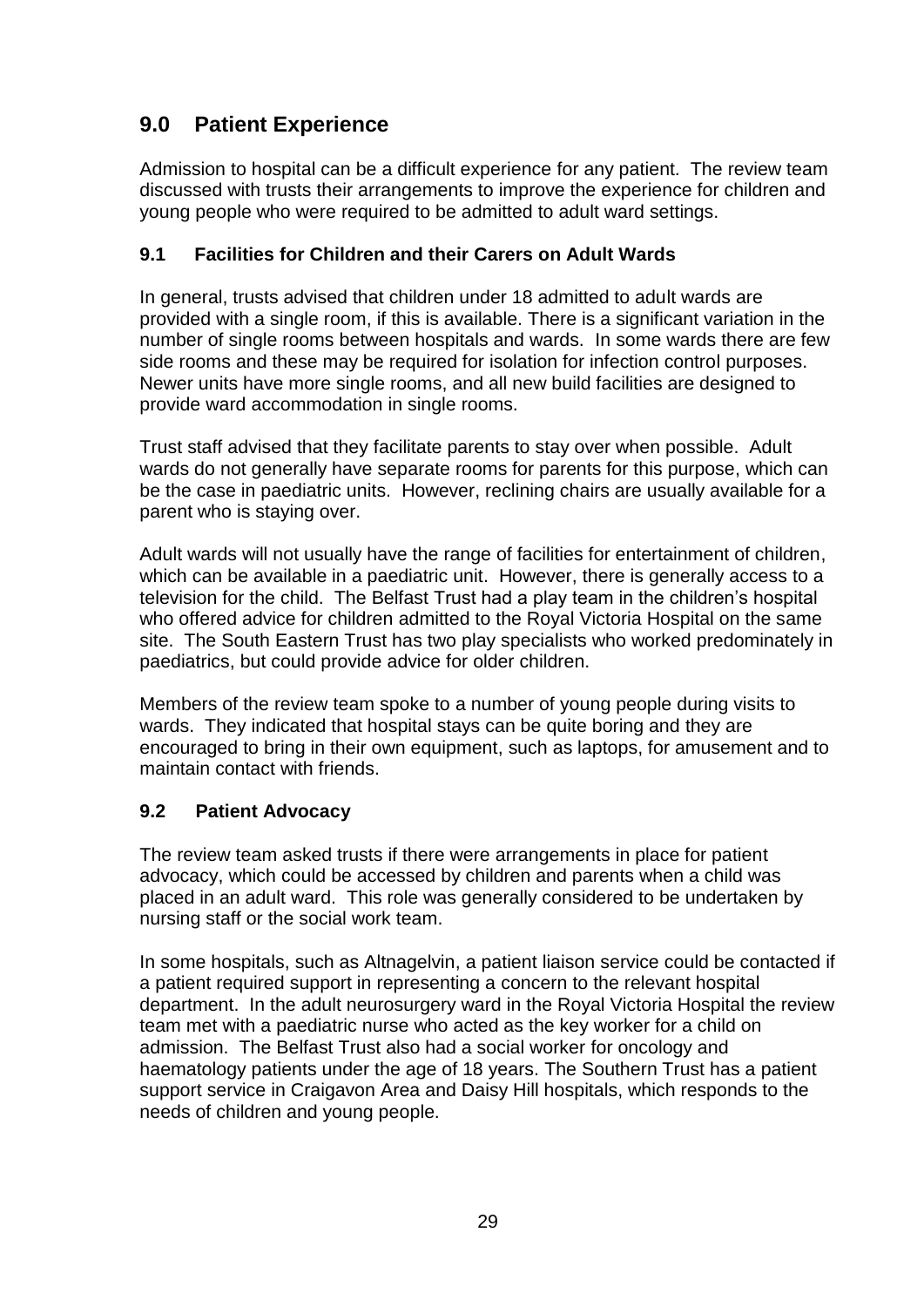## 9.0 Patient Experience

Admission to hospital can be a difficult experience for any patient. The review team discussed with trusts their arrangements to improve the experience for children and young people who were required to be admitted to adult ward settings.

### 9.1 Facilities for Children and their Carers on Adult Wards

In general, trusts advised that children under 18 admitted to adult wards are provided with a single room, if this is available. There is a significant variation in the number of single rooms between hospitals and wards. In some wards there are few side rooms and these may be required for isolation for infection control purposes. Newer units have more single rooms, and all new build facilities are designed to provide ward accommodation in single rooms.

Trust staff advised that they facilitate parents to stay over when possible. Adult wards do not generally have separate rooms for parents for this purpose, which can be the case in paediatric units. However, reclining chairs are usually available for a parent who is staying over.

Adult wards will not usually have the range of facilities for entertainment of children, which can be available in a paediatric unit. However, there is generally access to a television for the child. The Belfast Trust had a play team in the children's hospital who offered advice for children admitted to the Royal Victoria Hospital on the same site. The South Eastern Trust has two play specialists who worked predominately in paediatrics, but could provide advice for older children.

Members of the review team spoke to a number of young people during visits to wards. They indicated that hospital stays can be quite boring and they are encouraged to bring in their own equipment, such as laptops, for amusement and to maintain contact with friends.

### 9.2 Patient Advocacy

The review team asked trusts if there were arrangements in place for patient advocacy, which could be accessed by children and parents when a child was placed in an adult ward. This role was generally considered to be undertaken by nursing staff or the social work team.

In some hospitals, such as Altnagelvin, a patient liaison service could be contacted if a patient required support in representing a concern to the relevant hospital department. In the adult neurosurgery ward in the Royal Victoria Hospital the review team met with a paediatric nurse who acted as the key worker for a child on admission. The Belfast Trust also had a social worker for oncology and haematology patients under the age of 18 years. The Southern Trust has a patient support service in Craigavon Area and Daisy Hill hospitals, which responds to the needs of children and young people.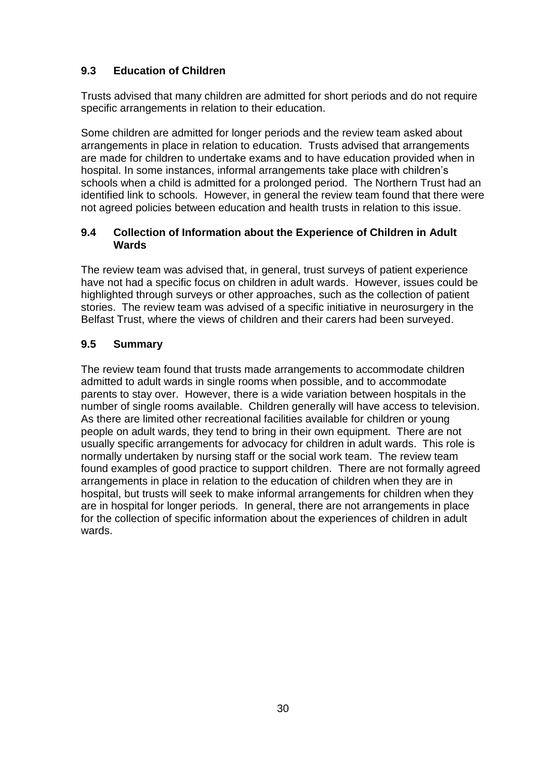### 9.3 Education of Children

Trusts advised that many children are admitted for short periods and do not require specific arrangements in relation to their education.

Some children are admitted for longer periods and the review team asked about arrangements in place in relation to education. Trusts advised that arrangements are made for children to undertake exams and to have education provided when in hospital. In some instances, informal arrangements take place with children's schools when a child is admitted for a prolonged period. The Northern Trust had an identified link to schools. However, in general the review team found that there were not agreed policies between education and health trusts in relation to this issue.

### 9.4 Collection of Information about the Experience of Children in Adult Wards

The review team was advised that, in general, trust surveys of patient experience have not had a specific focus on children in adult wards. However, issues could be highlighted through surveys or other approaches, such as the collection of patient stories. The review team was advised of a specific initiative in neurosurgery in the Belfast Trust, where the views of children and their carers had been surveyed.

### 9.5 Summary

The review team found that trusts made arrangements to accommodate children admitted to adult wards in single rooms when possible, and to accommodate parents to stay over. However, there is a wide variation between hospitals in the number of single rooms available. Children generally will have access to television. As there are limited other recreational facilities available for children or young people on adult wards, they tend to bring in their own equipment. There are not usually specific arrangements for advocacy for children in adult wards. This role is normally undertaken by nursing staff or the social work team. The review team found examples of good practice to support children. There are not formally agreed arrangements in place in relation to the education of children when they are in hospital, but trusts will seek to make informal arrangements for children when they are in hospital for longer periods. In general, there are not arrangements in place for the collection of specific information about the experiences of children in adult wards.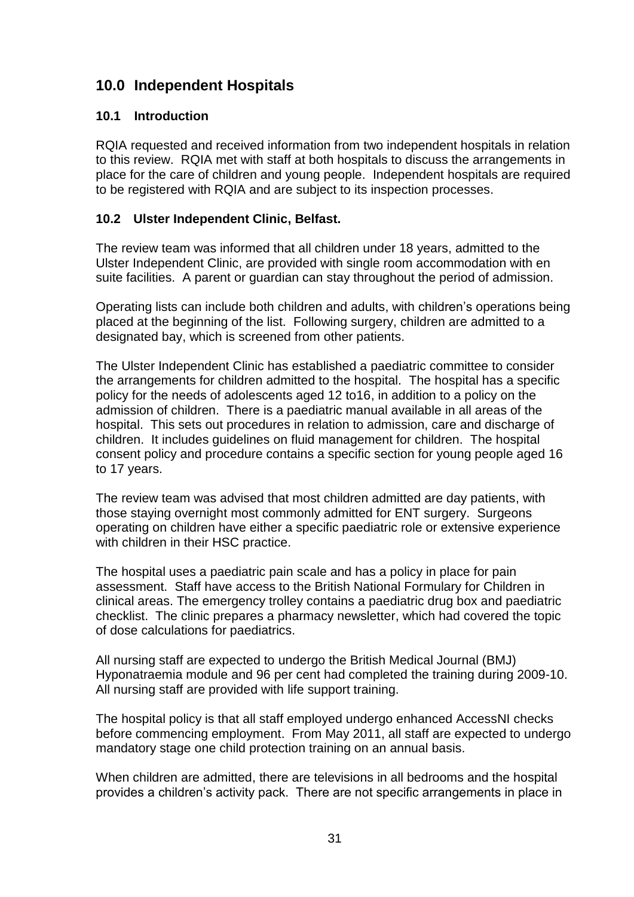## 10.0 Independent Hospitals

### 10.1 Introduction

RQIA requested and received information from two independent hospitals in relation to this review. RQIA met with staff at both hospitals to discuss the arrangements in place for the care of children and young people. Independent hospitals are required to be registered with RQIA and are subject to its inspection processes.

### 10.2 Ulster Independent Clinic, Belfast.

The review team was informed that all children under 18 years, admitted to the Ulster Independent Clinic, are provided with single room accommodation with en suite facilities. A parent or guardian can stay throughout the period of admission.

Operating lists can include both children and adults, with children's operations being placed at the beginning of the list. Following surgery, children are admitted to a designated bay, which is screened from other patients.

The Ulster Independent Clinic has established a paediatric committee to consider the arrangements for children admitted to the hospital. The hospital has a specific policy for the needs of adolescents aged 12 to16, in addition to a policy on the admission of children. There is a paediatric manual available in all areas of the hospital. This sets out procedures in relation to admission, care and discharge of children. It includes guidelines on fluid management for children. The hospital consent policy and procedure contains a specific section for young people aged 16 to 17 years.

The review team was advised that most children admitted are day patients, with those staying overnight most commonly admitted for ENT surgery. Surgeons operating on children have either a specific paediatric role or extensive experience with children in their HSC practice.

The hospital uses a paediatric pain scale and has a policy in place for pain assessment. Staff have access to the British National Formulary for Children in clinical areas. The emergency trolley contains a paediatric drug box and paediatric checklist. The clinic prepares a pharmacy newsletter, which had covered the topic of dose calculations for paediatrics.

All nursing staff are expected to undergo the British Medical Journal (BMJ) Hyponatraemia module and 96 per cent had completed the training during 2009-10. All nursing staff are provided with life support training.

The hospital policy is that all staff employed undergo enhanced AccessNI checks before commencing employment. From May 2011, all staff are expected to undergo mandatory stage one child protection training on an annual basis.

When children are admitted, there are televisions in all bedrooms and the hospital provides a children's activity pack. There are not specific arrangements in place in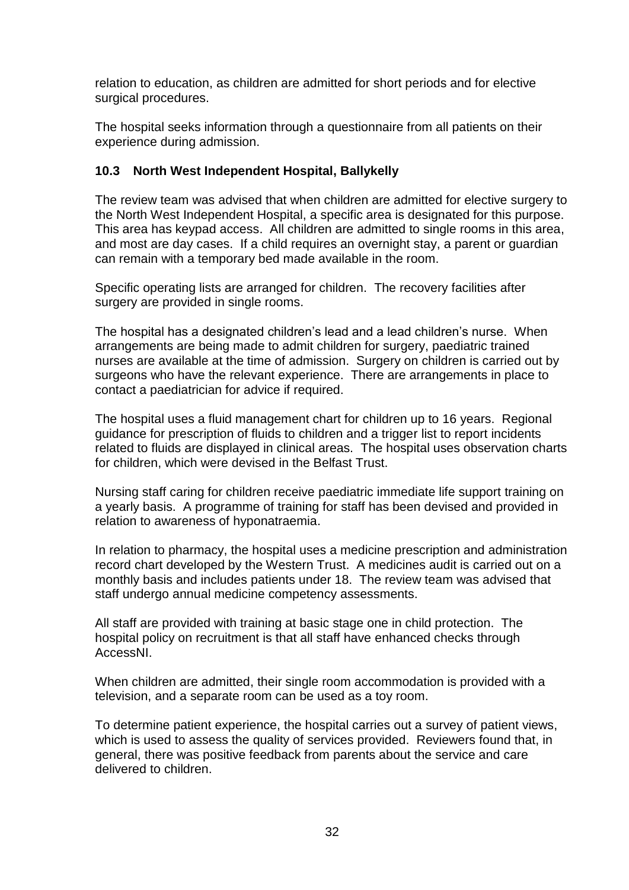relation to education, as children are admitted for short periods and for elective surgical procedures.

The hospital seeks information through a questionnaire from all patients on their experience during admission.

### 10.3 North West Independent Hospital, Ballykelly

The review team was advised that when children are admitted for elective surgery to the North West Independent Hospital, a specific area is designated for this purpose. This area has keypad access. All children are admitted to single rooms in this area, and most are day cases. If a child requires an overnight stay, a parent or guardian can remain with a temporary bed made available in the room.

Specific operating lists are arranged for children. The recovery facilities after surgery are provided in single rooms.

The hospital has a designated children's lead and a lead children's nurse. When arrangements are being made to admit children for surgery, paediatric trained nurses are available at the time of admission. Surgery on children is carried out by surgeons who have the relevant experience. There are arrangements in place to contact a paediatrician for advice if required.

The hospital uses a fluid management chart for children up to 16 years. Regional guidance for prescription of fluids to children and a trigger list to report incidents related to fluids are displayed in clinical areas. The hospital uses observation charts for children, which were devised in the Belfast Trust.

Nursing staff caring for children receive paediatric immediate life support training on a yearly basis. A programme of training for staff has been devised and provided in relation to awareness of hyponatraemia.

In relation to pharmacy, the hospital uses a medicine prescription and administration record chart developed by the Western Trust. A medicines audit is carried out on a monthly basis and includes patients under 18. The review team was advised that staff undergo annual medicine competency assessments.

All staff are provided with training at basic stage one in child protection. The hospital policy on recruitment is that all staff have enhanced checks through AccessNI.

When children are admitted, their single room accommodation is provided with a television, and a separate room can be used as a toy room.

To determine patient experience, the hospital carries out a survey of patient views, which is used to assess the quality of services provided. Reviewers found that, in general, there was positive feedback from parents about the service and care delivered to children.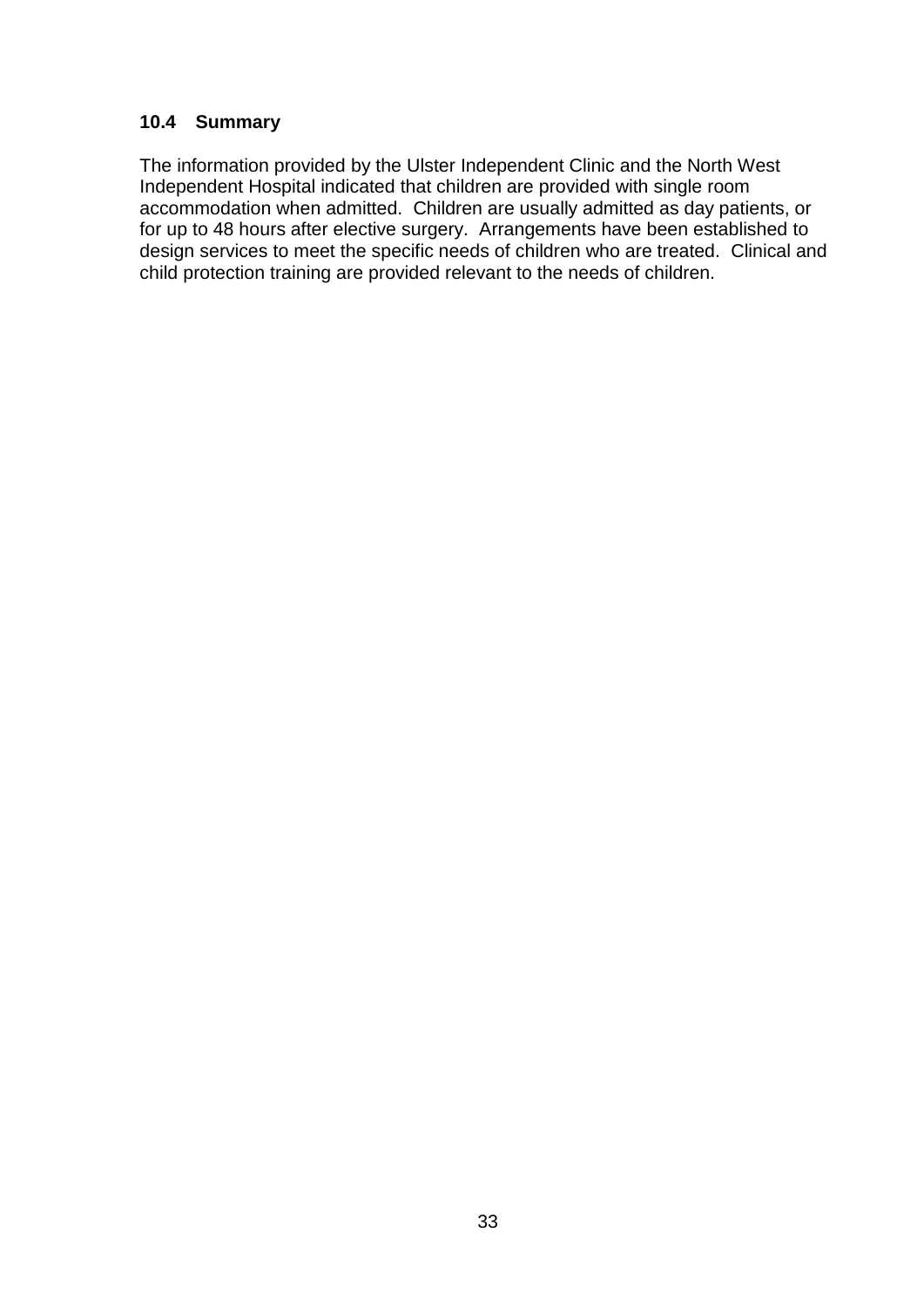### 10.4 Summary

The information provided by the Ulster Independent Clinic and the North West Independent Hospital indicated that children are provided with single room accommodation when admitted. Children are usually admitted as day patients, or for up to 48 hours after elective surgery. Arrangements have been established to design services to meet the specific needs of children who are treated. Clinical and child protection training are provided relevant to the needs of children.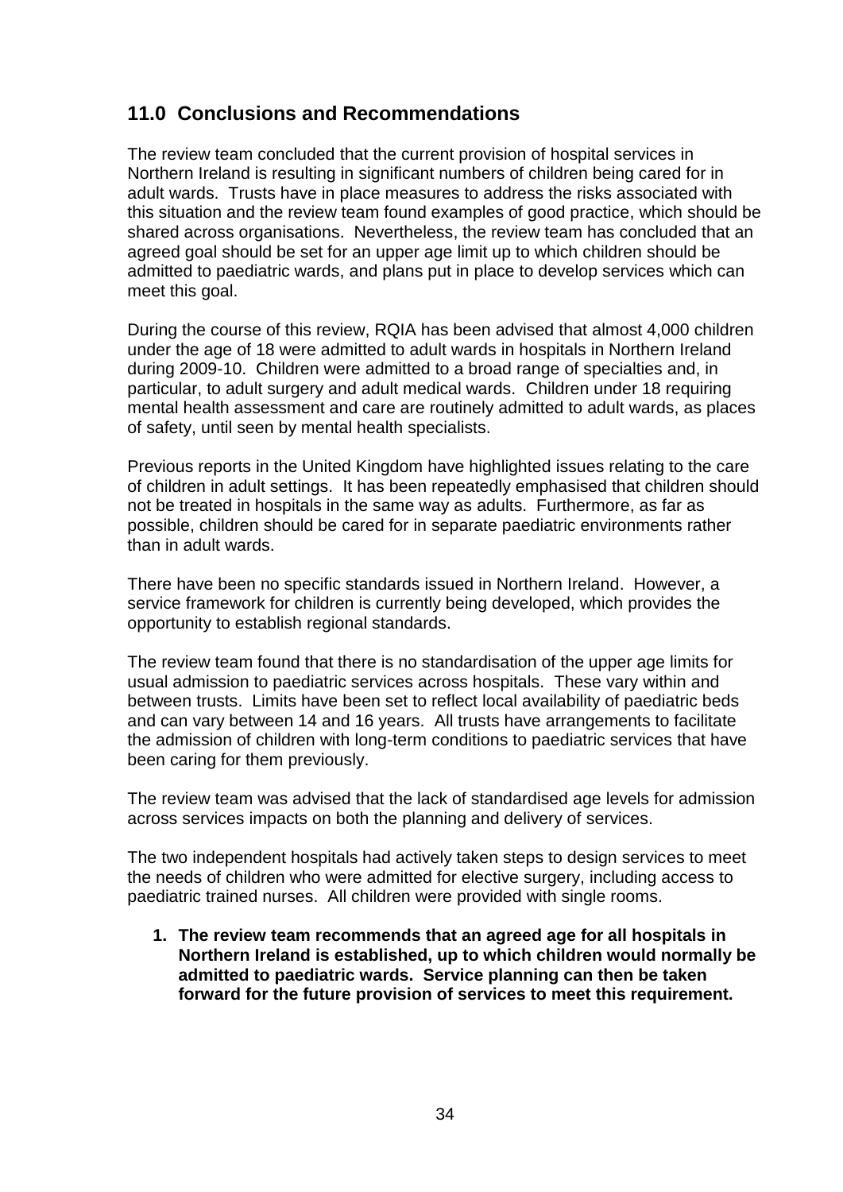## 11.0 Conclusions and Recommendations

The review team concluded that the current provision of hospital services in Northern Ireland is resulting in significant numbers of children being cared for in adult wards. Trusts have in place measures to address the risks associated with this situation and the review team found examples of good practice, which should be shared across organisations. Nevertheless, the review team has concluded that an agreed goal should be set for an upper age limit up to which children should be admitted to paediatric wards, and plans put in place to develop services which can meet this goal.

During the course of this review, RQIA has been advised that almost 4,000 children under the age of 18 were admitted to adult wards in hospitals in Northern Ireland during 2009-10. Children were admitted to a broad range of specialties and, in particular, to adult surgery and adult medical wards. Children under 18 requiring mental health assessment and care are routinely admitted to adult wards, as places of safety, until seen by mental health specialists.

Previous reports in the United Kingdom have highlighted issues relating to the care of children in adult settings. It has been repeatedly emphasised that children should not be treated in hospitals in the same way as adults. Furthermore, as far as possible, children should be cared for in separate paediatric environments rather than in adult wards.

There have been no specific standards issued in Northern Ireland. However, a service framework for children is currently being developed, which provides the opportunity to establish regional standards.

The review team found that there is no standardisation of the upper age limits for usual admission to paediatric services across hospitals. These vary within and between trusts. Limits have been set to reflect local availability of paediatric beds and can vary between 14 and 16 years. All trusts have arrangements to facilitate the admission of children with long-term conditions to paediatric services that have been caring for them previously.

The review team was advised that the lack of standardised age levels for admission across services impacts on both the planning and delivery of services.

The two independent hospitals had actively taken steps to design services to meet the needs of children who were admitted for elective surgery, including access to paediatric trained nurses. All children were provided with single rooms.

1. **The review team recommends that an agreed age for all hospitals in Northern Ireland is established, up to which children would normally be admitted to paediatric wards. Service planning can then be taken forward for the future provision of services to meet this requirement.**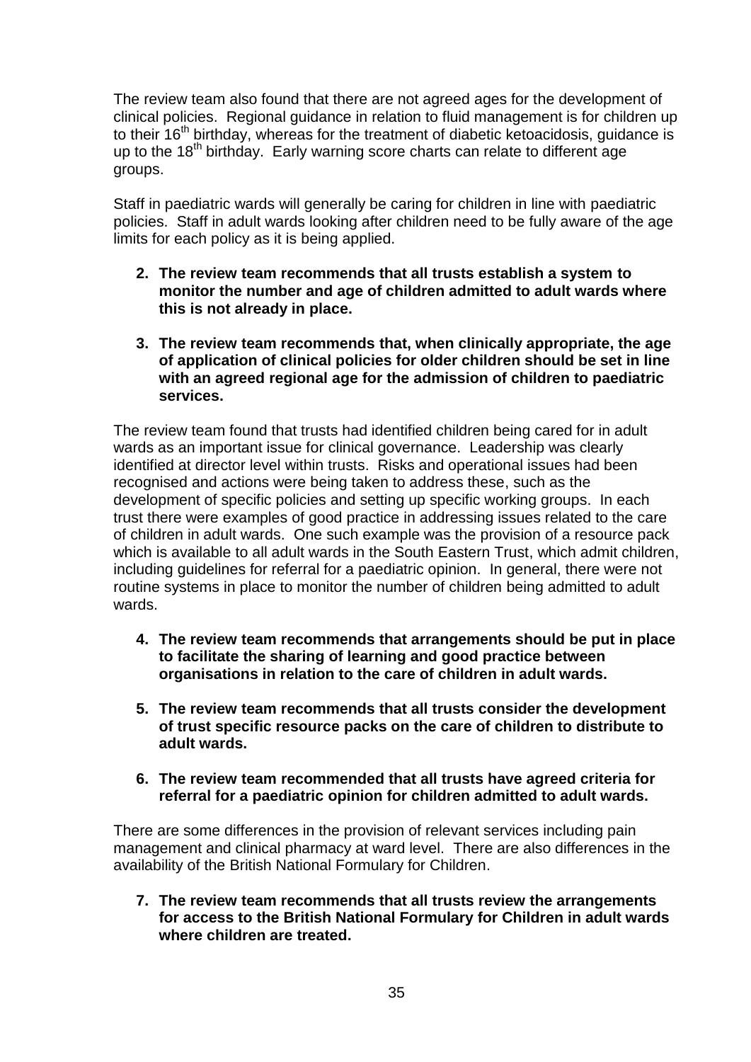The review team also found that there are not agreed ages for the development of clinical policies. Regional guidance in relation to fluid management is for children up to their 16th birthday, whereas for the treatment of diabetic ketoacidosis, guidance is up to the 18th birthday. Early warning score charts can relate to different age groups.

Staff in paediatric wards will generally be caring for children in line with paediatric policies. Staff in adult wards looking after children need to be fully aware of the age limits for each policy as it is being applied.

2. **The review team recommends that all trusts establish a system to monitor the number and age of children admitted to adult wards where this is not already in place.**

3. **The review team recommends that, when clinically appropriate, the age of application of clinical policies for older children should be set in line with an agreed regional age for the admission of children to paediatric services.**

The review team found that trusts had identified children being cared for in adult wards as an important issue for clinical governance. Leadership was clearly identified at director level within trusts. Risks and operational issues had been recognised and actions were being taken to address these, such as the development of specific policies and setting up specific working groups. In each trust there were examples of good practice in addressing issues related to the care of children in adult wards. One such example was the provision of a resource pack which is available to all adult wards in the South Eastern Trust, which admit children, including guidelines for referral for a paediatric opinion. In general, there were not routine systems in place to monitor the number of children being admitted to adult wards.

4. **The review team recommends that arrangements should be put in place to facilitate the sharing of learning and good practice between organisations in relation to the care of children in adult wards.**

5. **The review team recommends that all trusts consider the development of trust specific resource packs on the care of children to distribute to adult wards.**

6. **The review team recommended that all trusts have agreed criteria for referral for a paediatric opinion for children admitted to adult wards.**

There are some differences in the provision of relevant services including pain management and clinical pharmacy at ward level. There are also differences in the availability of the British National Formulary for Children.

7. **The review team recommends that all trusts review the arrangements for access to the British National Formulary for Children in adult wards where children are treated.**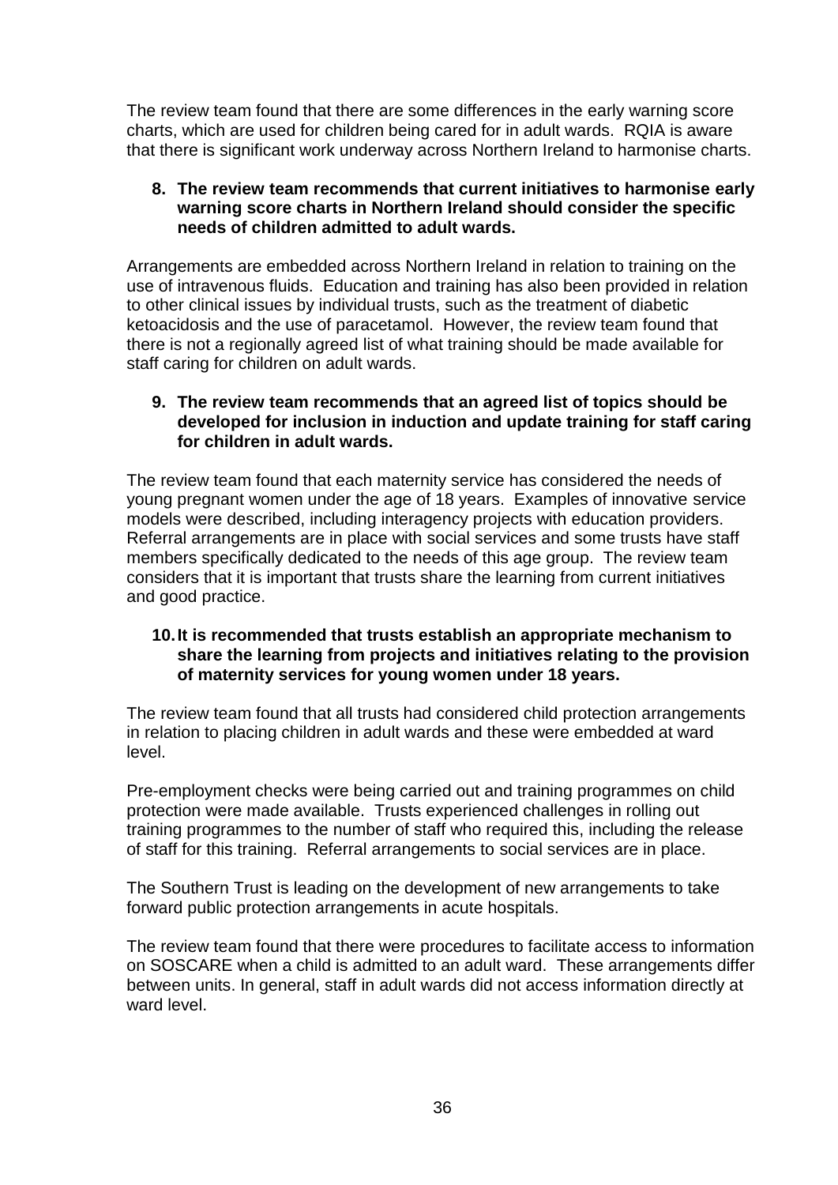The review team found that there are some differences in the early warning score charts, which are used for children being cared for in adult wards. RQIA is aware that there is significant work underway across Northern Ireland to harmonise charts.

8. **The review team recommends that current initiatives to harmonise early warning score charts in Northern Ireland should consider the specific needs of children admitted to adult wards.**

Arrangements are embedded across Northern Ireland in relation to training on the use of intravenous fluids. Education and training has also been provided in relation to other clinical issues by individual trusts, such as the treatment of diabetic ketoacidosis and the use of paracetamol. However, the review team found that there is not a regionally agreed list of what training should be made available for staff caring for children on adult wards.

9. **The review team recommends that an agreed list of topics should be developed for inclusion in induction and update training for staff caring for children in adult wards.**

The review team found that each maternity service has considered the needs of young pregnant women under the age of 18 years. Examples of innovative service models were described, including interagency projects with education providers. Referral arrangements are in place with social services and some trusts have staff members specifically dedicated to the needs of this age group. The review team considers that it is important that trusts share the learning from current initiatives and good practice.

10. **It is recommended that trusts establish an appropriate mechanism to share the learning from projects and initiatives relating to the provision of maternity services for young women under 18 years.**

The review team found that all trusts had considered child protection arrangements in relation to placing children in adult wards and these were embedded at ward level.

Pre-employment checks were being carried out and training programmes on child protection were made available. Trusts experienced challenges in rolling out training programmes to the number of staff who required this, including the release of staff for this training. Referral arrangements to social services are in place.

The Southern Trust is leading on the development of new arrangements to take forward public protection arrangements in acute hospitals.

The review team found that there were procedures to facilitate access to information on SOSCARE when a child is admitted to an adult ward. These arrangements differ between units. In general, staff in adult wards did not access information directly at ward level.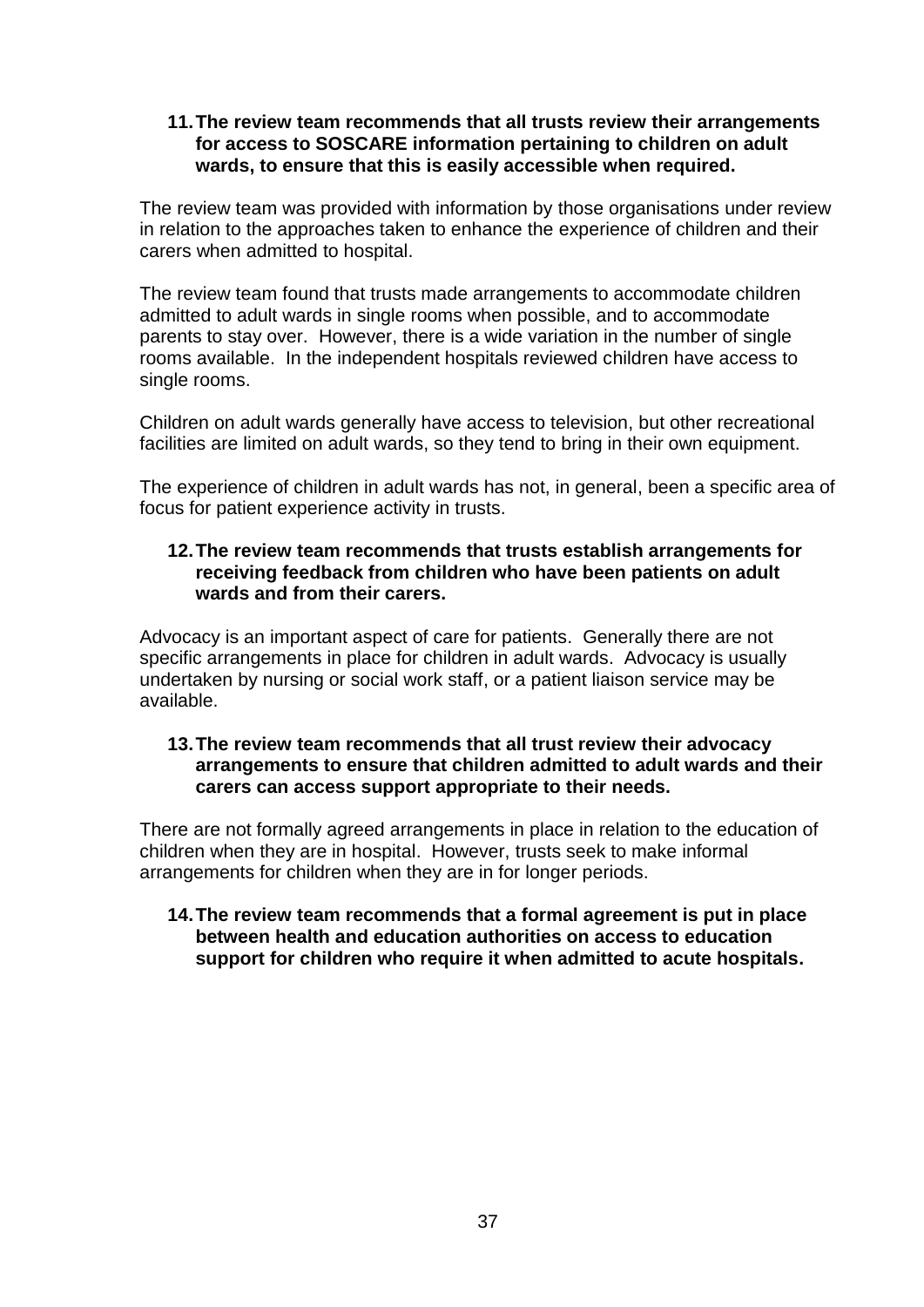11. **The review team recommends that all trusts review their arrangements for access to SOSCARE information pertaining to children on adult wards, to ensure that this is easily accessible when required.**

The review team was provided with information by those organisations under review in relation to the approaches taken to enhance the experience of children and their carers when admitted to hospital.

The review team found that trusts made arrangements to accommodate children admitted to adult wards in single rooms when possible, and to accommodate parents to stay over. However, there is a wide variation in the number of single rooms available. In the independent hospitals reviewed children have access to single rooms.

Children on adult wards generally have access to television, but other recreational facilities are limited on adult wards, so they tend to bring in their own equipment.

The experience of children in adult wards has not, in general, been a specific area of focus for patient experience activity in trusts.

12. **The review team recommends that trusts establish arrangements for receiving feedback from children who have been patients on adult wards and from their carers.**

Advocacy is an important aspect of care for patients. Generally there are not specific arrangements in place for children in adult wards. Advocacy is usually undertaken by nursing or social work staff, or a patient liaison service may be available.

13. **The review team recommends that all trust review their advocacy arrangements to ensure that children admitted to adult wards and their carers can access support appropriate to their needs.**

There are not formally agreed arrangements in place in relation to the education of children when they are in hospital. However, trusts seek to make informal arrangements for children when they are in for longer periods.

14. **The review team recommends that a formal agreement is put in place between health and education authorities on access to education support for children who require it when admitted to acute hospitals.**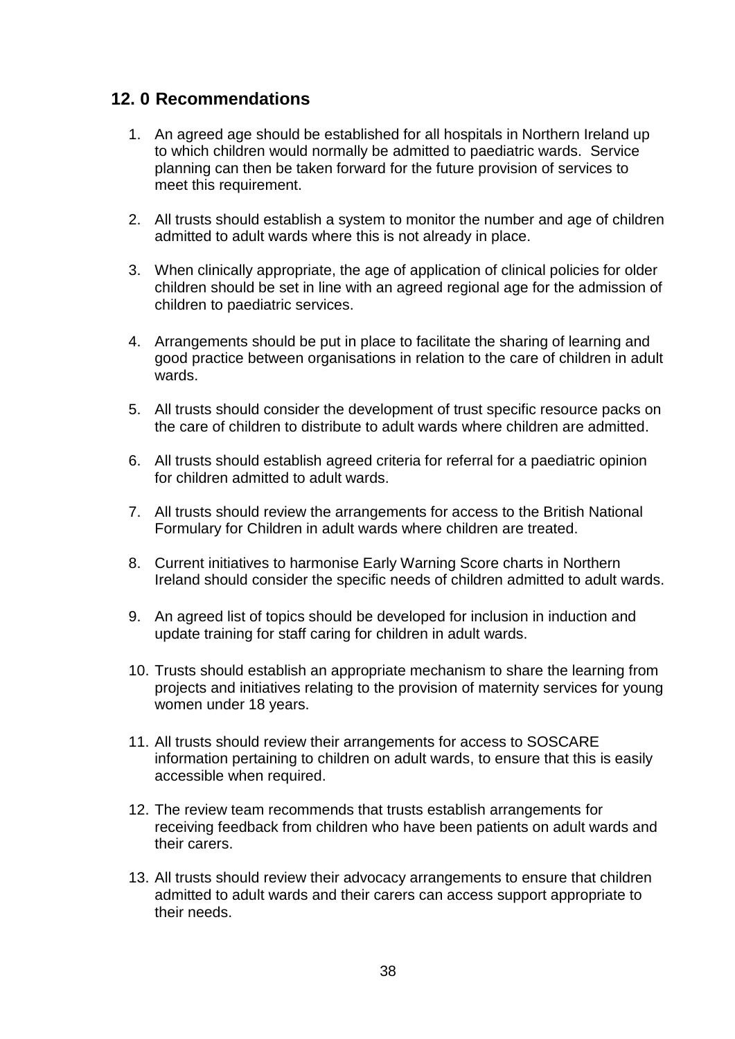## 12. 0 Recommendations

1. An agreed age should be established for all hospitals in Northern Ireland up to which children would normally be admitted to paediatric wards. Service planning can then be taken forward for the future provision of services to meet this requirement.

2. All trusts should establish a system to monitor the number and age of children admitted to adult wards where this is not already in place.

3. When clinically appropriate, the age of application of clinical policies for older children should be set in line with an agreed regional age for the admission of children to paediatric services.

4. Arrangements should be put in place to facilitate the sharing of learning and good practice between organisations in relation to the care of children in adult wards.

5. All trusts should consider the development of trust specific resource packs on the care of children to distribute to adult wards where children are admitted.

6. All trusts should establish agreed criteria for referral for a paediatric opinion for children admitted to adult wards.

7. All trusts should review the arrangements for access to the British National Formulary for Children in adult wards where children are treated.

8. Current initiatives to harmonise Early Warning Score charts in Northern Ireland should consider the specific needs of children admitted to adult wards.

9. An agreed list of topics should be developed for inclusion in induction and update training for staff caring for children in adult wards.

10. Trusts should establish an appropriate mechanism to share the learning from projects and initiatives relating to the provision of maternity services for young women under 18 years.

11. All trusts should review their arrangements for access to SOSCARE information pertaining to children on adult wards, to ensure that this is easily accessible when required.

12. The review team recommends that trusts establish arrangements for receiving feedback from children who have been patients on adult wards and their carers.

13. All trusts should review their advocacy arrangements to ensure that children admitted to adult wards and their carers can access support appropriate to their needs.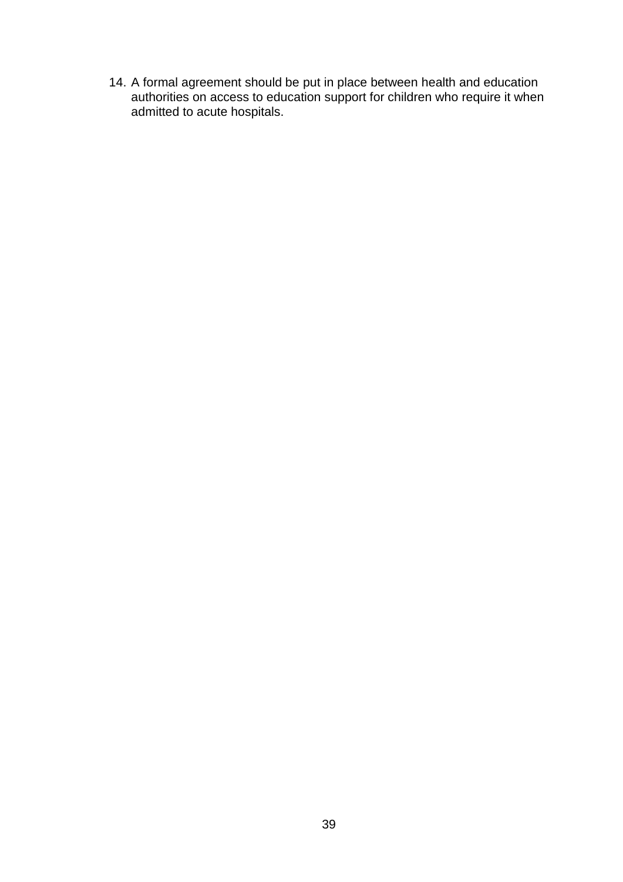14. A formal agreement should be put in place between health and education authorities on access to education support for children who require it when admitted to acute hospitals.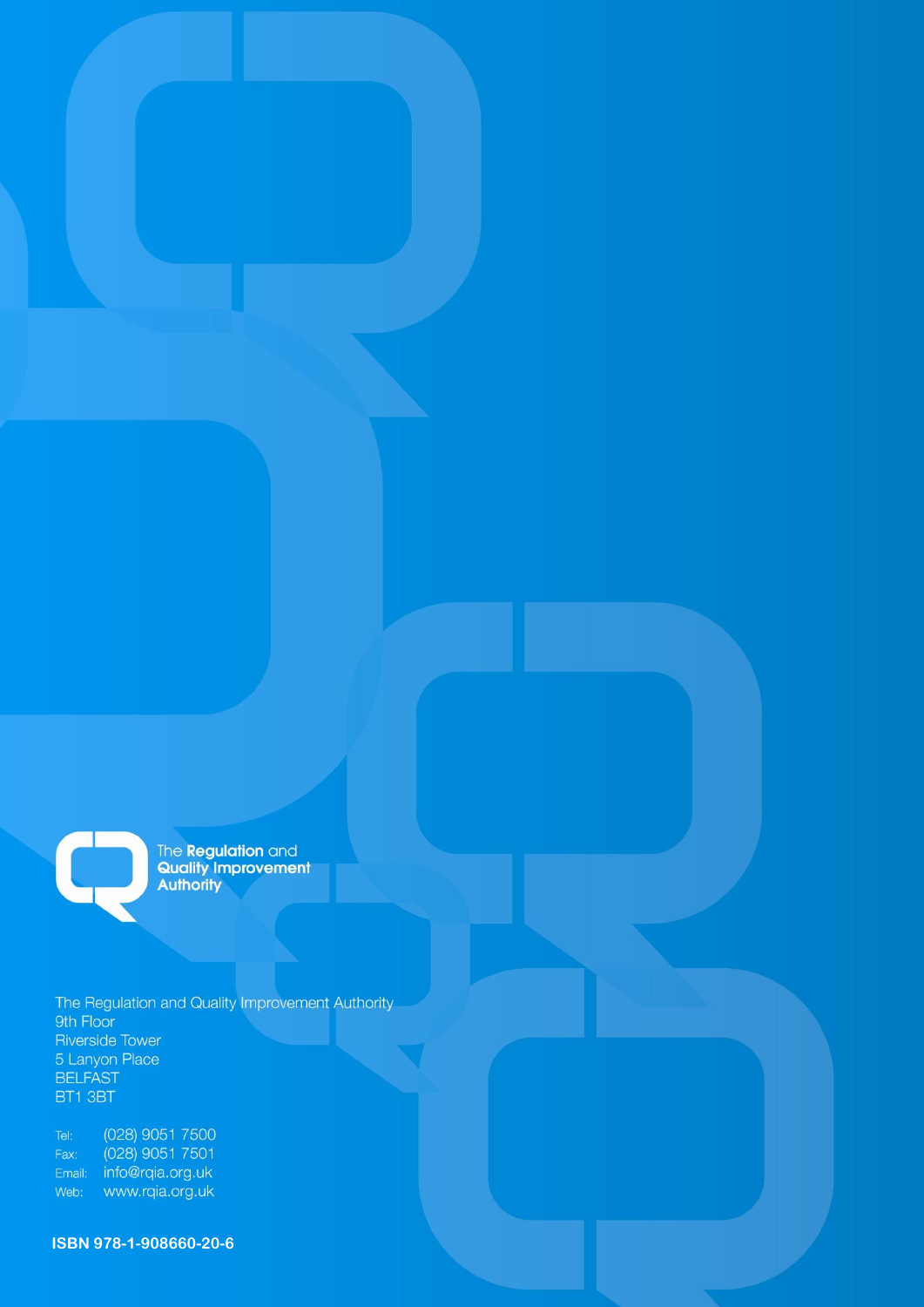The **Regulation** and
**Quality Improvement**
**Authority**

The Regulation and Quality Improvement Authority
9th Floor
Riverside Tower
5 Lanyon Place
BELFAST
BT1 3BT

Tel: (028) 9051 7500
Fax: (028) 9051 7501
Email: info@rqia.org.uk
Web: www.rqia.org.uk

**ISBN 978-1-908660-20-6**